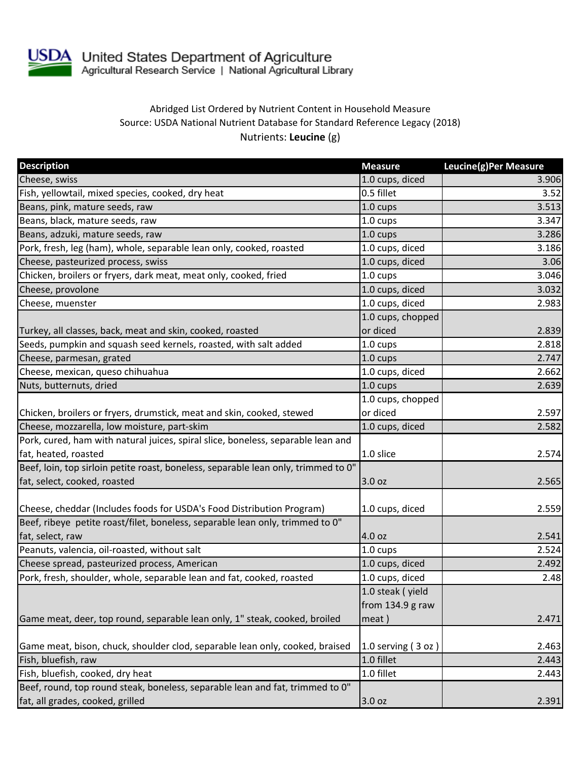United States Department of Agriculture
Agricultural Research Service | National Agricultural Library

Abridged List Ordered by Nutrient Content in Household Measure
Source: USDA National Nutrient Database for Standard Reference Legacy (2018)
Nutrients: **Leucine** (g)

| Description | Measure | Leucine(g)Per Measure |
|---|---|---|
| Cheese, swiss | 1.0 cups, diced | 3.906 |
| Fish, yellowtail, mixed species, cooked, dry heat | 0.5 fillet | 3.52 |
| Beans, pink, mature seeds, raw | 1.0 cups | 3.513 |
| Beans, black, mature seeds, raw | 1.0 cups | 3.347 |
| Beans, adzuki, mature seeds, raw | 1.0 cups | 3.286 |
| Pork, fresh, leg (ham), whole, separable lean only, cooked, roasted | 1.0 cups, diced | 3.186 |
| Cheese, pasteurized process, swiss | 1.0 cups, diced | 3.06 |
| Chicken, broilers or fryers, dark meat, meat only, cooked, fried | 1.0 cups | 3.046 |
| Cheese, provolone | 1.0 cups, diced | 3.032 |
| Cheese, muenster | 1.0 cups, diced | 2.983 |
| Turkey, all classes, back, meat and skin, cooked, roasted | 1.0 cups, chopped or diced | 2.839 |
| Seeds, pumpkin and squash seed kernels, roasted, with salt added | 1.0 cups | 2.818 |
| Cheese, parmesan, grated | 1.0 cups | 2.747 |
| Cheese, mexican, queso chihuahua | 1.0 cups, diced | 2.662 |
| Nuts, butternuts, dried | 1.0 cups | 2.639 |
| Chicken, broilers or fryers, drumstick, meat and skin, cooked, stewed | 1.0 cups, chopped or diced | 2.597 |
| Cheese, mozzarella, low moisture, part-skim | 1.0 cups, diced | 2.582 |
| Pork, cured, ham with natural juices, spiral slice, boneless, separable lean and fat, heated, roasted | 1.0 slice | 2.574 |
| Beef, loin, top sirloin petite roast, boneless, separable lean only, trimmed to 0" fat, select, cooked, roasted | 3.0 oz | 2.565 |
| Cheese, cheddar (Includes foods for USDA's Food Distribution Program) | 1.0 cups, diced | 2.559 |
| Beef, ribeye petite roast/filet, boneless, separable lean only, trimmed to 0" fat, select, raw | 4.0 oz | 2.541 |
| Peanuts, valencia, oil-roasted, without salt | 1.0 cups | 2.524 |
| Cheese spread, pasteurized process, American | 1.0 cups, diced | 2.492 |
| Pork, fresh, shoulder, whole, separable lean and fat, cooked, roasted | 1.0 cups, diced | 2.48 |
| Game meat, deer, top round, separable lean only, 1" steak, cooked, broiled | 1.0 steak ( yield from 134.9 g raw meat ) | 2.471 |
| Game meat, bison, chuck, shoulder clod, separable lean only, cooked, braised | 1.0 serving ( 3 oz ) | 2.463 |
| Fish, bluefish, raw | 1.0 fillet | 2.443 |
| Fish, bluefish, cooked, dry heat | 1.0 fillet | 2.443 |
| Beef, round, top round steak, boneless, separable lean and fat, trimmed to 0" fat, all grades, cooked, grilled | 3.0 oz | 2.391 |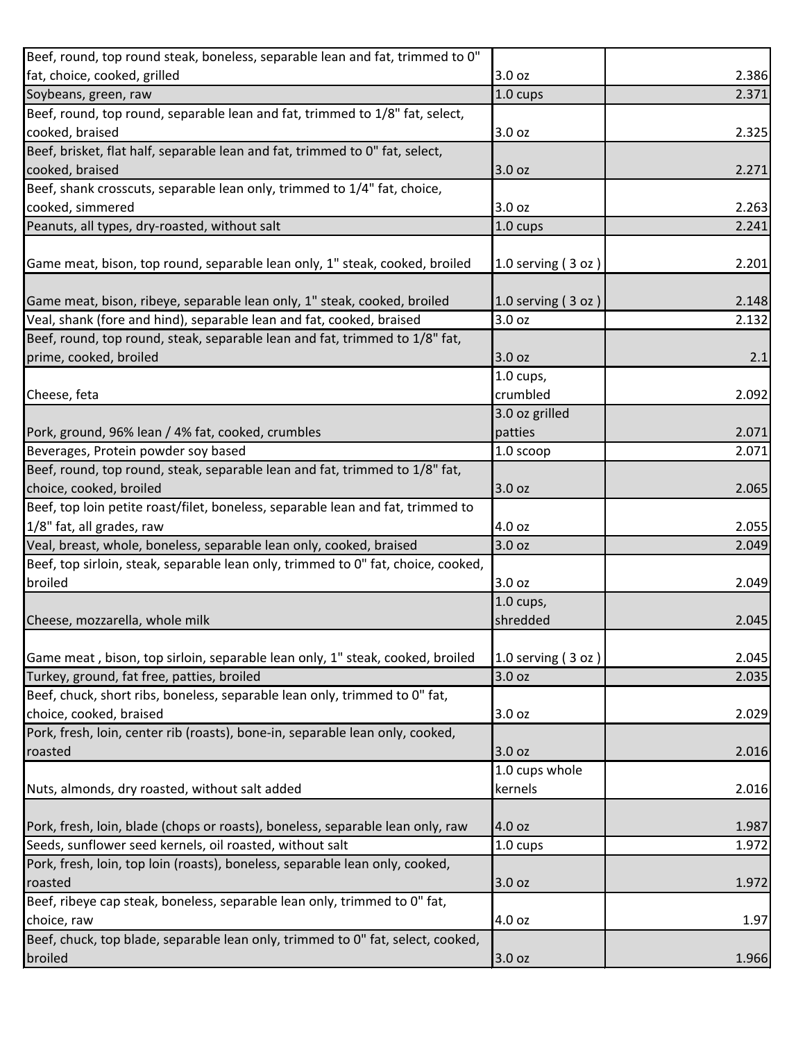| | | |
|---|---|---|
| Beef, round, top round steak, boneless, separable lean and fat, trimmed to 0" fat, choice, cooked, grilled | 3.0 oz | 2.386 |
| Soybeans, green, raw | 1.0 cups | 2.371 |
| Beef, round, top round, separable lean and fat, trimmed to 1/8" fat, select, cooked, braised | 3.0 oz | 2.325 |
| Beef, brisket, flat half, separable lean and fat, trimmed to 0" fat, select, cooked, braised | 3.0 oz | 2.271 |
| Beef, shank crosscuts, separable lean only, trimmed to 1/4" fat, choice, cooked, simmered | 3.0 oz | 2.263 |
| Peanuts, all types, dry-roasted, without salt | 1.0 cups | 2.241 |
| Game meat, bison, top round, separable lean only, 1" steak, cooked, broiled | 1.0 serving ( 3 oz ) | 2.201 |
| Game meat, bison, ribeye, separable lean only, 1" steak, cooked, broiled | 1.0 serving ( 3 oz ) | 2.148 |
| Veal, shank (fore and hind), separable lean and fat, cooked, braised | 3.0 oz | 2.132 |
| Beef, round, top round, steak, separable lean and fat, trimmed to 1/8" fat, prime, cooked, broiled | 3.0 oz | 2.1 |
| Cheese, feta | 1.0 cups, crumbled | 2.092 |
| Pork, ground, 96% lean / 4% fat, cooked, crumbles | 3.0 oz grilled patties | 2.071 |
| Beverages, Protein powder soy based | 1.0 scoop | 2.071 |
| Beef, round, top round, steak, separable lean and fat, trimmed to 1/8" fat, choice, cooked, broiled | 3.0 oz | 2.065 |
| Beef, top loin petite roast/filet, boneless, separable lean and fat, trimmed to 1/8" fat, all grades, raw | 4.0 oz | 2.055 |
| Veal, breast, whole, boneless, separable lean only, cooked, braised | 3.0 oz | 2.049 |
| Beef, top sirloin, steak, separable lean only, trimmed to 0" fat, choice, cooked, broiled | 3.0 oz | 2.049 |
| Cheese, mozzarella, whole milk | 1.0 cups, shredded | 2.045 |
| Game meat , bison, top sirloin, separable lean only, 1" steak, cooked, broiled | 1.0 serving ( 3 oz ) | 2.045 |
| Turkey, ground, fat free, patties, broiled | 3.0 oz | 2.035 |
| Beef, chuck, short ribs, boneless, separable lean only, trimmed to 0" fat, choice, cooked, braised | 3.0 oz | 2.029 |
| Pork, fresh, loin, center rib (roasts), bone-in, separable lean only, cooked, roasted | 3.0 oz | 2.016 |
| Nuts, almonds, dry roasted, without salt added | 1.0 cups whole kernels | 2.016 |
| Pork, fresh, loin, blade (chops or roasts), boneless, separable lean only, raw | 4.0 oz | 1.987 |
| Seeds, sunflower seed kernels, oil roasted, without salt | 1.0 cups | 1.972 |
| Pork, fresh, loin, top loin (roasts), boneless, separable lean only, cooked, roasted | 3.0 oz | 1.972 |
| Beef, ribeye cap steak, boneless, separable lean only, trimmed to 0" fat, choice, raw | 4.0 oz | 1.97 |
| Beef, chuck, top blade, separable lean only, trimmed to 0" fat, select, cooked, broiled | 3.0 oz | 1.966 |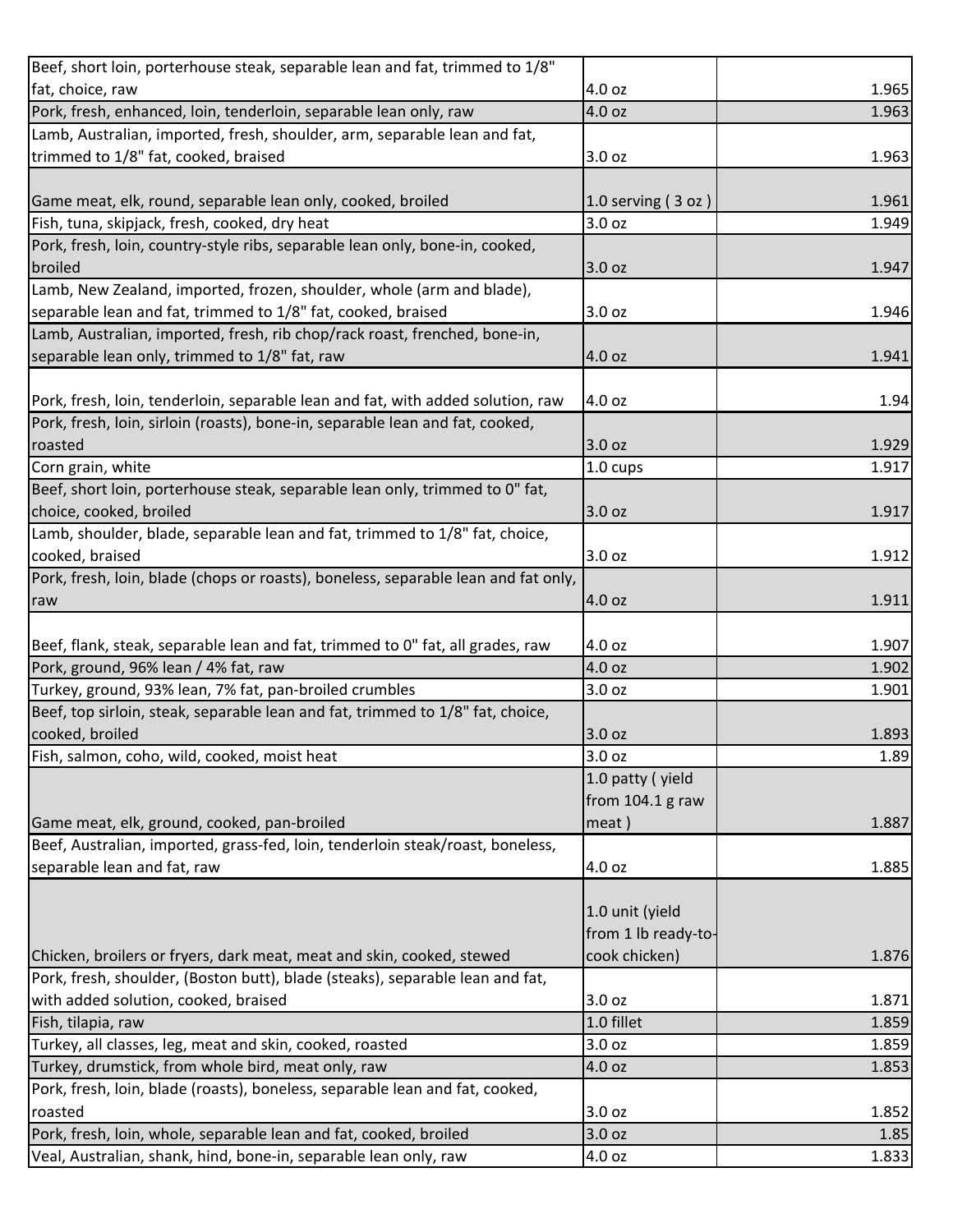| | | |
|---|---|---|
| Beef, short loin, porterhouse steak, separable lean and fat, trimmed to 1/8" fat, choice, raw | 4.0 oz | 1.965 |
| Pork, fresh, enhanced, loin, tenderloin, separable lean only, raw | 4.0 oz | 1.963 |
| Lamb, Australian, imported, fresh, shoulder, arm, separable lean and fat, trimmed to 1/8" fat, cooked, braised | 3.0 oz | 1.963 |
| Game meat, elk, round, separable lean only, cooked, broiled | 1.0 serving ( 3 oz ) | 1.961 |
| Fish, tuna, skipjack, fresh, cooked, dry heat | 3.0 oz | 1.949 |
| Pork, fresh, loin, country-style ribs, separable lean only, bone-in, cooked, broiled | 3.0 oz | 1.947 |
| Lamb, New Zealand, imported, frozen, shoulder, whole (arm and blade), separable lean and fat, trimmed to 1/8" fat, cooked, braised | 3.0 oz | 1.946 |
| Lamb, Australian, imported, fresh, rib chop/rack roast, frenched, bone-in, separable lean only, trimmed to 1/8" fat, raw | 4.0 oz | 1.941 |
| Pork, fresh, loin, tenderloin, separable lean and fat, with added solution, raw | 4.0 oz | 1.94 |
| Pork, fresh, loin, sirloin (roasts), bone-in, separable lean and fat, cooked, roasted | 3.0 oz | 1.929 |
| Corn grain, white | 1.0 cups | 1.917 |
| Beef, short loin, porterhouse steak, separable lean only, trimmed to 0" fat, choice, cooked, broiled | 3.0 oz | 1.917 |
| Lamb, shoulder, blade, separable lean and fat, trimmed to 1/8" fat, choice, cooked, braised | 3.0 oz | 1.912 |
| Pork, fresh, loin, blade (chops or roasts), boneless, separable lean and fat only, raw | 4.0 oz | 1.911 |
| Beef, flank, steak, separable lean and fat, trimmed to 0" fat, all grades, raw | 4.0 oz | 1.907 |
| Pork, ground, 96% lean / 4% fat, raw | 4.0 oz | 1.902 |
| Turkey, ground, 93% lean, 7% fat, pan-broiled crumbles | 3.0 oz | 1.901 |
| Beef, top sirloin, steak, separable lean and fat, trimmed to 1/8" fat, choice, cooked, broiled | 3.0 oz | 1.893 |
| Fish, salmon, coho, wild, cooked, moist heat | 3.0 oz | 1.89 |
| Game meat, elk, ground, cooked, pan-broiled | 1.0 patty ( yield from 104.1 g raw meat ) | 1.887 |
| Beef, Australian, imported, grass-fed, loin, tenderloin steak/roast, boneless, separable lean and fat, raw | 4.0 oz | 1.885 |
| Chicken, broilers or fryers, dark meat, meat and skin, cooked, stewed | 1.0 unit (yield from 1 lb ready-to-cook chicken) | 1.876 |
| Pork, fresh, shoulder, (Boston butt), blade (steaks), separable lean and fat, with added solution, cooked, braised | 3.0 oz | 1.871 |
| Fish, tilapia, raw | 1.0 fillet | 1.859 |
| Turkey, all classes, leg, meat and skin, cooked, roasted | 3.0 oz | 1.859 |
| Turkey, drumstick, from whole bird, meat only, raw | 4.0 oz | 1.853 |
| Pork, fresh, loin, blade (roasts), boneless, separable lean and fat, cooked, roasted | 3.0 oz | 1.852 |
| Pork, fresh, loin, whole, separable lean and fat, cooked, broiled | 3.0 oz | 1.85 |
| Veal, Australian, shank, hind, bone-in, separable lean only, raw | 4.0 oz | 1.833 |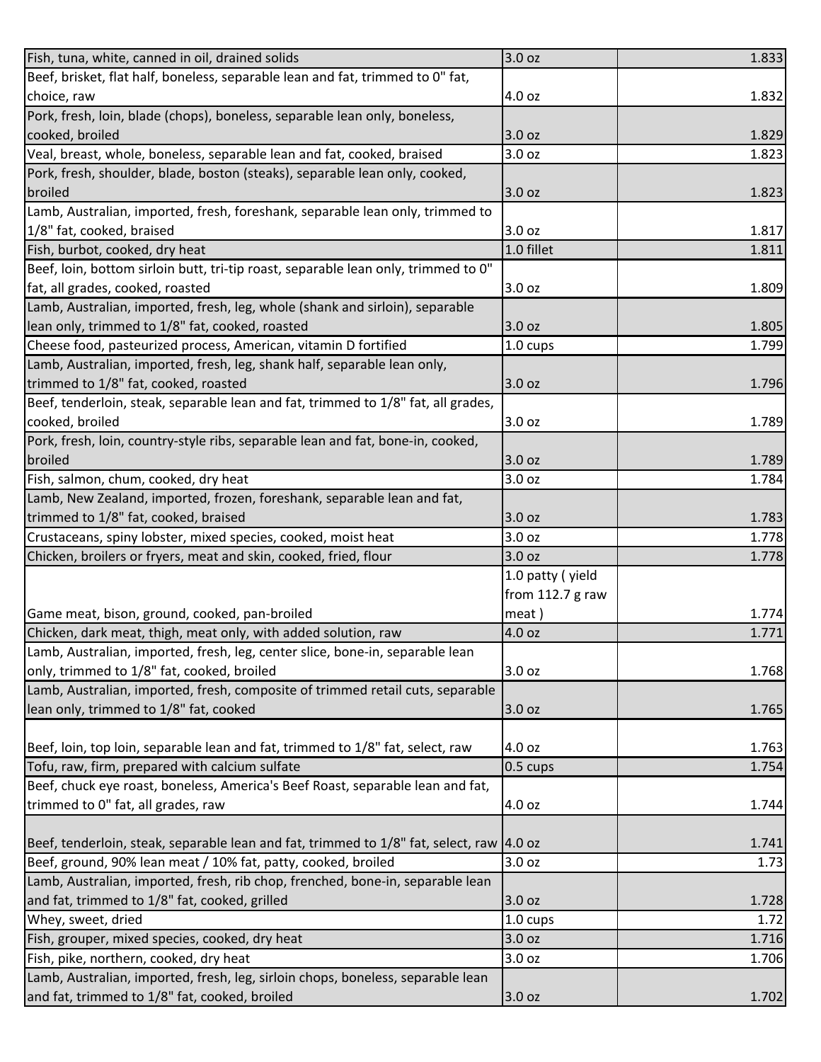| | | |
|---|---|---|
| Fish, tuna, white, canned in oil, drained solids | 3.0 oz | 1.833 |
| Beef, brisket, flat half, boneless, separable lean and fat, trimmed to 0" fat, choice, raw | 4.0 oz | 1.832 |
| Pork, fresh, loin, blade (chops), boneless, separable lean only, boneless, cooked, broiled | 3.0 oz | 1.829 |
| Veal, breast, whole, boneless, separable lean and fat, cooked, braised | 3.0 oz | 1.823 |
| Pork, fresh, shoulder, blade, boston (steaks), separable lean only, cooked, broiled | 3.0 oz | 1.823 |
| Lamb, Australian, imported, fresh, foreshank, separable lean only, trimmed to 1/8" fat, cooked, braised | 3.0 oz | 1.817 |
| Fish, burbot, cooked, dry heat | 1.0 fillet | 1.811 |
| Beef, loin, bottom sirloin butt, tri-tip roast, separable lean only, trimmed to 0" fat, all grades, cooked, roasted | 3.0 oz | 1.809 |
| Lamb, Australian, imported, fresh, leg, whole (shank and sirloin), separable lean only, trimmed to 1/8" fat, cooked, roasted | 3.0 oz | 1.805 |
| Cheese food, pasteurized process, American, vitamin D fortified | 1.0 cups | 1.799 |
| Lamb, Australian, imported, fresh, leg, shank half, separable lean only, trimmed to 1/8" fat, cooked, roasted | 3.0 oz | 1.796 |
| Beef, tenderloin, steak, separable lean and fat, trimmed to 1/8" fat, all grades, cooked, broiled | 3.0 oz | 1.789 |
| Pork, fresh, loin, country-style ribs, separable lean and fat, bone-in, cooked, broiled | 3.0 oz | 1.789 |
| Fish, salmon, chum, cooked, dry heat | 3.0 oz | 1.784 |
| Lamb, New Zealand, imported, frozen, foreshank, separable lean and fat, trimmed to 1/8" fat, cooked, braised | 3.0 oz | 1.783 |
| Crustaceans, spiny lobster, mixed species, cooked, moist heat | 3.0 oz | 1.778 |
| Chicken, broilers or fryers, meat and skin, cooked, fried, flour | 3.0 oz | 1.778 |
| Game meat, bison, ground, cooked, pan-broiled | 1.0 patty ( yield from 112.7 g raw meat ) | 1.774 |
| Chicken, dark meat, thigh, meat only, with added solution, raw | 4.0 oz | 1.771 |
| Lamb, Australian, imported, fresh, leg, center slice, bone-in, separable lean only, trimmed to 1/8" fat, cooked, broiled | 3.0 oz | 1.768 |
| Lamb, Australian, imported, fresh, composite of trimmed retail cuts, separable lean only, trimmed to 1/8" fat, cooked | 3.0 oz | 1.765 |
| Beef, loin, top loin, separable lean and fat, trimmed to 1/8" fat, select, raw | 4.0 oz | 1.763 |
| Tofu, raw, firm, prepared with calcium sulfate | 0.5 cups | 1.754 |
| Beef, chuck eye roast, boneless, America's Beef Roast, separable lean and fat, trimmed to 0" fat, all grades, raw | 4.0 oz | 1.744 |
| Beef, tenderloin, steak, separable lean and fat, trimmed to 1/8" fat, select, raw | 4.0 oz | 1.741 |
| Beef, ground, 90% lean meat / 10% fat, patty, cooked, broiled | 3.0 oz | 1.73 |
| Lamb, Australian, imported, fresh, rib chop, frenched, bone-in, separable lean and fat, trimmed to 1/8" fat, cooked, grilled | 3.0 oz | 1.728 |
| Whey, sweet, dried | 1.0 cups | 1.72 |
| Fish, grouper, mixed species, cooked, dry heat | 3.0 oz | 1.716 |
| Fish, pike, northern, cooked, dry heat | 3.0 oz | 1.706 |
| Lamb, Australian, imported, fresh, leg, sirloin chops, boneless, separable lean and fat, trimmed to 1/8" fat, cooked, broiled | 3.0 oz | 1.702 |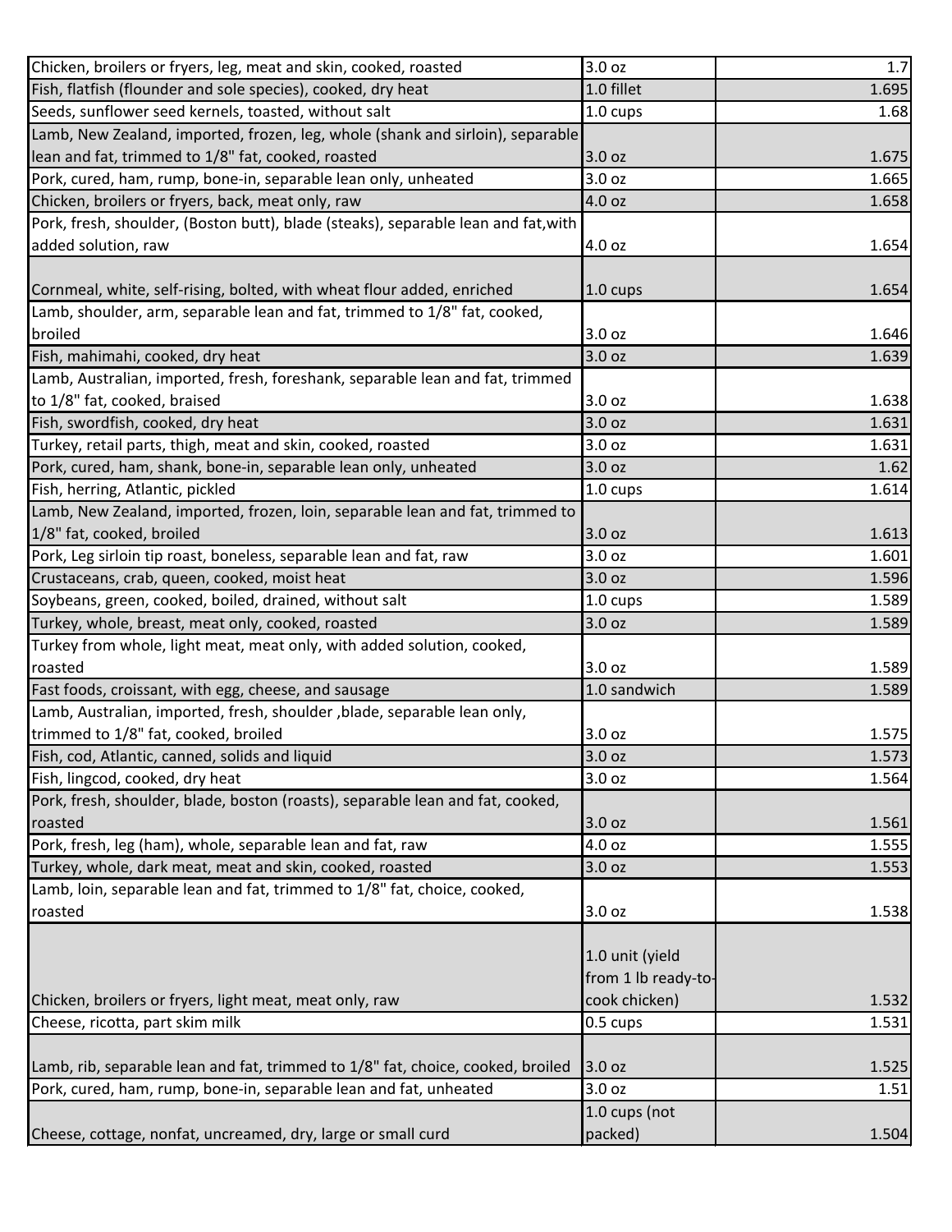| | | |
|---|---|---|
| Chicken, broilers or fryers, leg, meat and skin, cooked, roasted | 3.0 oz | 1.7 |
| Fish, flatfish (flounder and sole species), cooked, dry heat | 1.0 fillet | 1.695 |
| Seeds, sunflower seed kernels, toasted, without salt | 1.0 cups | 1.68 |
| Lamb, New Zealand, imported, frozen, leg, whole (shank and sirloin), separable lean and fat, trimmed to 1/8" fat, cooked, roasted | 3.0 oz | 1.675 |
| Pork, cured, ham, rump, bone-in, separable lean only, unheated | 3.0 oz | 1.665 |
| Chicken, broilers or fryers, back, meat only, raw | 4.0 oz | 1.658 |
| Pork, fresh, shoulder, (Boston butt), blade (steaks), separable lean and fat,with added solution, raw | 4.0 oz | 1.654 |
| Cornmeal, white, self-rising, bolted, with wheat flour added, enriched | 1.0 cups | 1.654 |
| Lamb, shoulder, arm, separable lean and fat, trimmed to 1/8" fat, cooked, broiled | 3.0 oz | 1.646 |
| Fish, mahimahi, cooked, dry heat | 3.0 oz | 1.639 |
| Lamb, Australian, imported, fresh, foreshank, separable lean and fat, trimmed to 1/8" fat, cooked, braised | 3.0 oz | 1.638 |
| Fish, swordfish, cooked, dry heat | 3.0 oz | 1.631 |
| Turkey, retail parts, thigh, meat and skin, cooked, roasted | 3.0 oz | 1.631 |
| Pork, cured, ham, shank, bone-in, separable lean only, unheated | 3.0 oz | 1.62 |
| Fish, herring, Atlantic, pickled | 1.0 cups | 1.614 |
| Lamb, New Zealand, imported, frozen, loin, separable lean and fat, trimmed to 1/8" fat, cooked, broiled | 3.0 oz | 1.613 |
| Pork, Leg sirloin tip roast, boneless, separable lean and fat, raw | 3.0 oz | 1.601 |
| Crustaceans, crab, queen, cooked, moist heat | 3.0 oz | 1.596 |
| Soybeans, green, cooked, boiled, drained, without salt | 1.0 cups | 1.589 |
| Turkey, whole, breast, meat only, cooked, roasted | 3.0 oz | 1.589 |
| Turkey from whole, light meat, meat only, with added solution, cooked, roasted | 3.0 oz | 1.589 |
| Fast foods, croissant, with egg, cheese, and sausage | 1.0 sandwich | 1.589 |
| Lamb, Australian, imported, fresh, shoulder ,blade, separable lean only, trimmed to 1/8" fat, cooked, broiled | 3.0 oz | 1.575 |
| Fish, cod, Atlantic, canned, solids and liquid | 3.0 oz | 1.573 |
| Fish, lingcod, cooked, dry heat | 3.0 oz | 1.564 |
| Pork, fresh, shoulder, blade, boston (roasts), separable lean and fat, cooked, roasted | 3.0 oz | 1.561 |
| Pork, fresh, leg (ham), whole, separable lean and fat, raw | 4.0 oz | 1.555 |
| Turkey, whole, dark meat, meat and skin, cooked, roasted | 3.0 oz | 1.553 |
| Lamb, loin, separable lean and fat, trimmed to 1/8" fat, choice, cooked, roasted | 3.0 oz | 1.538 |
| Chicken, broilers or fryers, light meat, meat only, raw | 1.0 unit (yield from 1 lb ready-to-cook chicken) | 1.532 |
| Cheese, ricotta, part skim milk | 0.5 cups | 1.531 |
| Lamb, rib, separable lean and fat, trimmed to 1/8" fat, choice, cooked, broiled | 3.0 oz | 1.525 |
| Pork, cured, ham, rump, bone-in, separable lean and fat, unheated | 3.0 oz | 1.51 |
| Cheese, cottage, nonfat, uncreamed, dry, large or small curd | 1.0 cups (not packed) | 1.504 |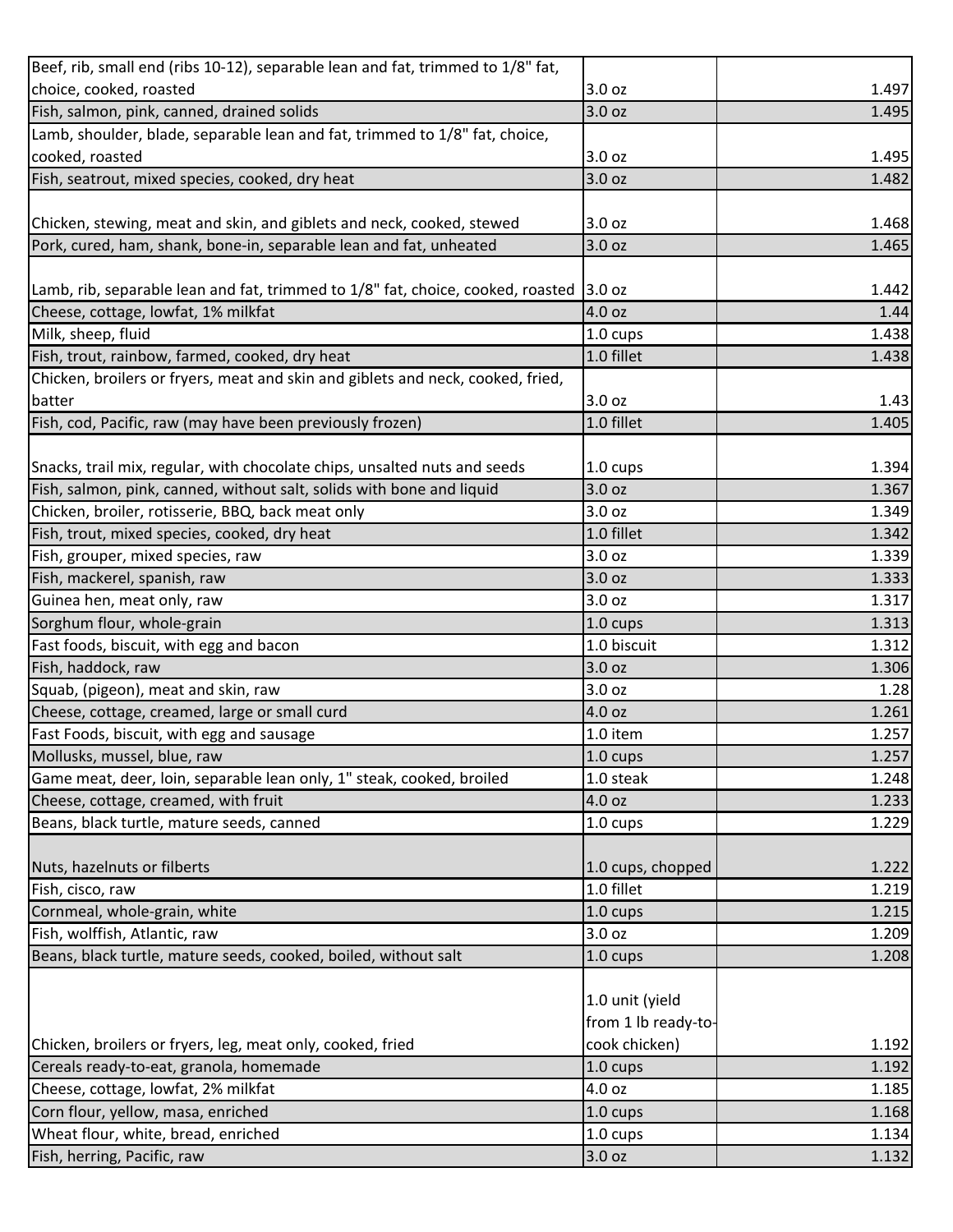| | | |
|---|---|---|
| Beef, rib, small end (ribs 10-12), separable lean and fat, trimmed to 1/8" fat, choice, cooked, roasted | 3.0 oz | 1.497 |
| Fish, salmon, pink, canned, drained solids | 3.0 oz | 1.495 |
| Lamb, shoulder, blade, separable lean and fat, trimmed to 1/8" fat, choice, cooked, roasted | 3.0 oz | 1.495 |
| Fish, seatrout, mixed species, cooked, dry heat | 3.0 oz | 1.482 |
| Chicken, stewing, meat and skin, and giblets and neck, cooked, stewed | 3.0 oz | 1.468 |
| Pork, cured, ham, shank, bone-in, separable lean and fat, unheated | 3.0 oz | 1.465 |
| Lamb, rib, separable lean and fat, trimmed to 1/8" fat, choice, cooked, roasted | 3.0 oz | 1.442 |
| Cheese, cottage, lowfat, 1% milkfat | 4.0 oz | 1.44 |
| Milk, sheep, fluid | 1.0 cups | 1.438 |
| Fish, trout, rainbow, farmed, cooked, dry heat | 1.0 fillet | 1.438 |
| Chicken, broilers or fryers, meat and skin and giblets and neck, cooked, fried, batter | 3.0 oz | 1.43 |
| Fish, cod, Pacific, raw (may have been previously frozen) | 1.0 fillet | 1.405 |
| Snacks, trail mix, regular, with chocolate chips, unsalted nuts and seeds | 1.0 cups | 1.394 |
| Fish, salmon, pink, canned, without salt, solids with bone and liquid | 3.0 oz | 1.367 |
| Chicken, broiler, rotisserie, BBQ, back meat only | 3.0 oz | 1.349 |
| Fish, trout, mixed species, cooked, dry heat | 1.0 fillet | 1.342 |
| Fish, grouper, mixed species, raw | 3.0 oz | 1.339 |
| Fish, mackerel, spanish, raw | 3.0 oz | 1.333 |
| Guinea hen, meat only, raw | 3.0 oz | 1.317 |
| Sorghum flour, whole-grain | 1.0 cups | 1.313 |
| Fast foods, biscuit, with egg and bacon | 1.0 biscuit | 1.312 |
| Fish, haddock, raw | 3.0 oz | 1.306 |
| Squab, (pigeon), meat and skin, raw | 3.0 oz | 1.28 |
| Cheese, cottage, creamed, large or small curd | 4.0 oz | 1.261 |
| Fast Foods, biscuit, with egg and sausage | 1.0 item | 1.257 |
| Mollusks, mussel, blue, raw | 1.0 cups | 1.257 |
| Game meat, deer, loin, separable lean only, 1" steak, cooked, broiled | 1.0 steak | 1.248 |
| Cheese, cottage, creamed, with fruit | 4.0 oz | 1.233 |
| Beans, black turtle, mature seeds, canned | 1.0 cups | 1.229 |
| Nuts, hazelnuts or filberts | 1.0 cups, chopped | 1.222 |
| Fish, cisco, raw | 1.0 fillet | 1.219 |
| Cornmeal, whole-grain, white | 1.0 cups | 1.215 |
| Fish, wolffish, Atlantic, raw | 3.0 oz | 1.209 |
| Beans, black turtle, mature seeds, cooked, boiled, without salt | 1.0 cups | 1.208 |
| Chicken, broilers or fryers, leg, meat only, cooked, fried | 1.0 unit (yield from 1 lb ready-to-cook chicken) | 1.192 |
| Cereals ready-to-eat, granola, homemade | 1.0 cups | 1.192 |
| Cheese, cottage, lowfat, 2% milkfat | 4.0 oz | 1.185 |
| Corn flour, yellow, masa, enriched | 1.0 cups | 1.168 |
| Wheat flour, white, bread, enriched | 1.0 cups | 1.134 |
| Fish, herring, Pacific, raw | 3.0 oz | 1.132 |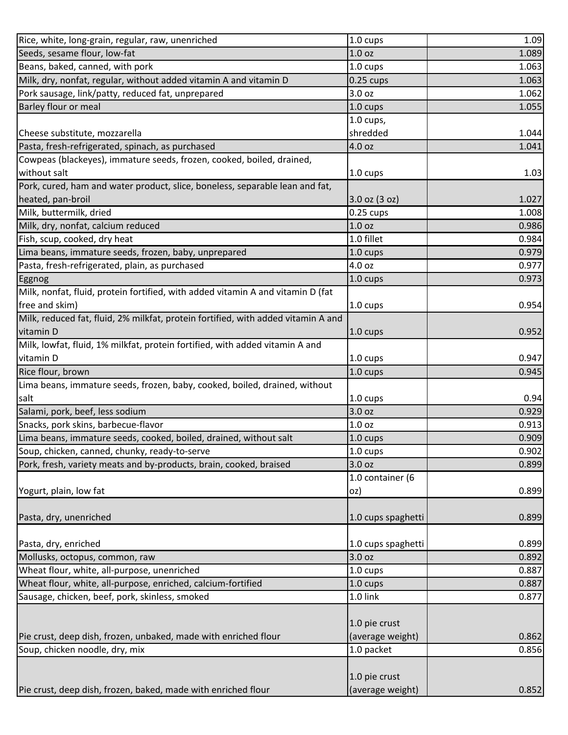| | | |
|---|---|---|
| Rice, white, long-grain, regular, raw, unenriched | 1.0 cups | 1.09 |
| Seeds, sesame flour, low-fat | 1.0 oz | 1.089 |
| Beans, baked, canned, with pork | 1.0 cups | 1.063 |
| Milk, dry, nonfat, regular, without added vitamin A and vitamin D | 0.25 cups | 1.063 |
| Pork sausage, link/patty, reduced fat, unprepared | 3.0 oz | 1.062 |
| Barley flour or meal | 1.0 cups | 1.055 |
| Cheese substitute, mozzarella | 1.0 cups, shredded | 1.044 |
| Pasta, fresh-refrigerated, spinach, as purchased | 4.0 oz | 1.041 |
| Cowpeas (blackeyes), immature seeds, frozen, cooked, boiled, drained, without salt | 1.0 cups | 1.03 |
| Pork, cured, ham and water product, slice, boneless, separable lean and fat, heated, pan-broil | 3.0 oz (3 oz) | 1.027 |
| Milk, buttermilk, dried | 0.25 cups | 1.008 |
| Milk, dry, nonfat, calcium reduced | 1.0 oz | 0.986 |
| Fish, scup, cooked, dry heat | 1.0 fillet | 0.984 |
| Lima beans, immature seeds, frozen, baby, unprepared | 1.0 cups | 0.979 |
| Pasta, fresh-refrigerated, plain, as purchased | 4.0 oz | 0.977 |
| Eggnog | 1.0 cups | 0.973 |
| Milk, nonfat, fluid, protein fortified, with added vitamin A and vitamin D (fat free and skim) | 1.0 cups | 0.954 |
| Milk, reduced fat, fluid, 2% milkfat, protein fortified, with added vitamin A and vitamin D | 1.0 cups | 0.952 |
| Milk, lowfat, fluid, 1% milkfat, protein fortified, with added vitamin A and vitamin D | 1.0 cups | 0.947 |
| Rice flour, brown | 1.0 cups | 0.945 |
| Lima beans, immature seeds, frozen, baby, cooked, boiled, drained, without salt | 1.0 cups | 0.94 |
| Salami, pork, beef, less sodium | 3.0 oz | 0.929 |
| Snacks, pork skins, barbecue-flavor | 1.0 oz | 0.913 |
| Lima beans, immature seeds, cooked, boiled, drained, without salt | 1.0 cups | 0.909 |
| Soup, chicken, canned, chunky, ready-to-serve | 1.0 cups | 0.902 |
| Pork, fresh, variety meats and by-products, brain, cooked, braised | 3.0 oz | 0.899 |
| Yogurt, plain, low fat | 1.0 container (6 oz) | 0.899 |
| Pasta, dry, unenriched | 1.0 cups spaghetti | 0.899 |
| Pasta, dry, enriched | 1.0 cups spaghetti | 0.899 |
| Mollusks, octopus, common, raw | 3.0 oz | 0.892 |
| Wheat flour, white, all-purpose, unenriched | 1.0 cups | 0.887 |
| Wheat flour, white, all-purpose, enriched, calcium-fortified | 1.0 cups | 0.887 |
| Sausage, chicken, beef, pork, skinless, smoked | 1.0 link | 0.877 |
| Pie crust, deep dish, frozen, unbaked, made with enriched flour | 1.0 pie crust (average weight) | 0.862 |
| Soup, chicken noodle, dry, mix | 1.0 packet | 0.856 |
| Pie crust, deep dish, frozen, baked, made with enriched flour | 1.0 pie crust (average weight) | 0.852 |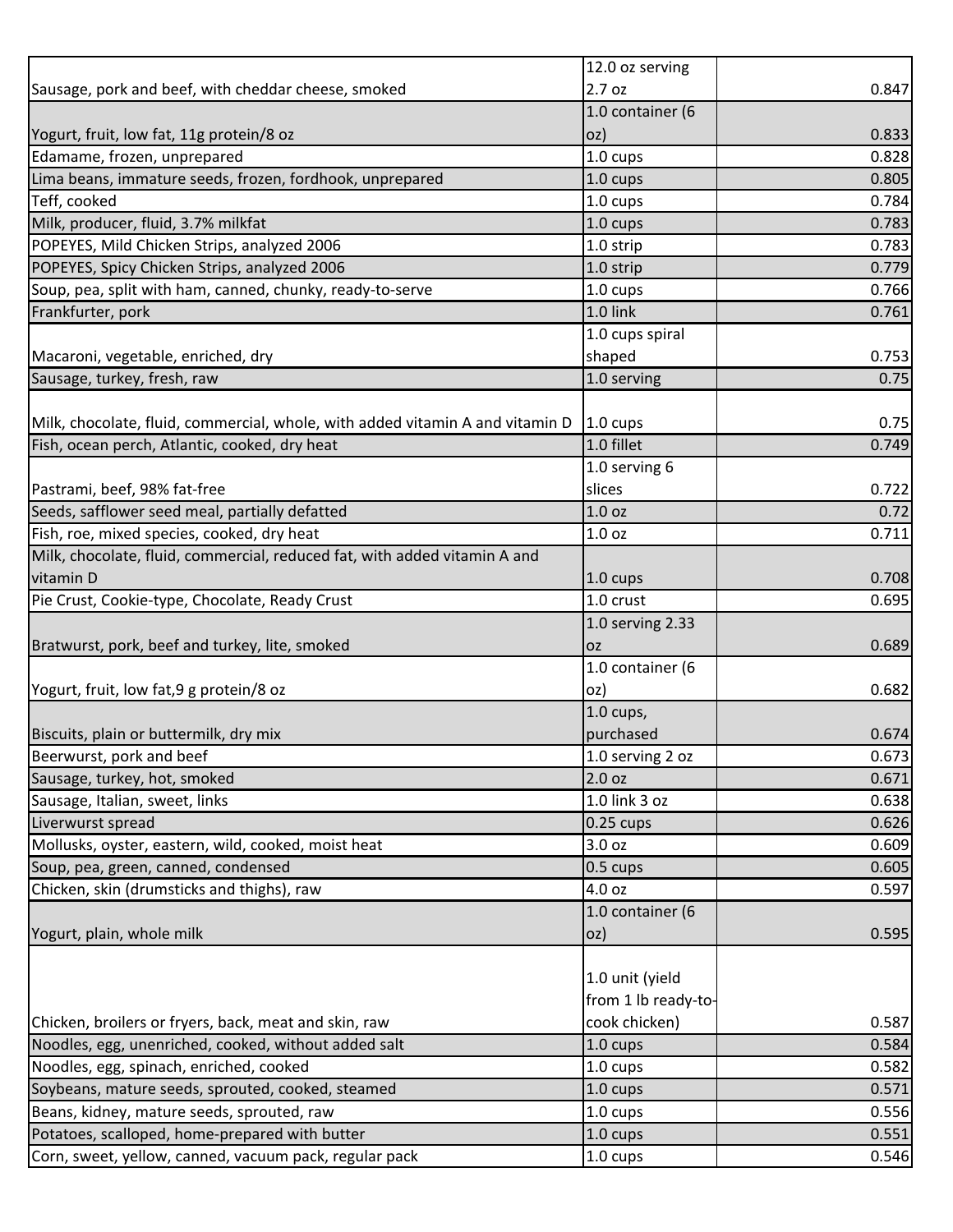| | | |
|---|---|---|
| Sausage, pork and beef, with cheddar cheese, smoked | 12.0 oz serving 2.7 oz | 0.847 |
| Yogurt, fruit, low fat, 11g protein/8 oz | 1.0 container (6 oz) | 0.833 |
| Edamame, frozen, unprepared | 1.0 cups | 0.828 |
| Lima beans, immature seeds, frozen, fordhook, unprepared | 1.0 cups | 0.805 |
| Teff, cooked | 1.0 cups | 0.784 |
| Milk, producer, fluid, 3.7% milkfat | 1.0 cups | 0.783 |
| POPEYES, Mild Chicken Strips, analyzed 2006 | 1.0 strip | 0.783 |
| POPEYES, Spicy Chicken Strips, analyzed 2006 | 1.0 strip | 0.779 |
| Soup, pea, split with ham, canned, chunky, ready-to-serve | 1.0 cups | 0.766 |
| Frankfurter, pork | 1.0 link | 0.761 |
| Macaroni, vegetable, enriched, dry | 1.0 cups spiral shaped | 0.753 |
| Sausage, turkey, fresh, raw | 1.0 serving | 0.75 |
| Milk, chocolate, fluid, commercial, whole, with added vitamin A and vitamin D | 1.0 cups | 0.75 |
| Fish, ocean perch, Atlantic, cooked, dry heat | 1.0 fillet | 0.749 |
| Pastrami, beef, 98% fat-free | 1.0 serving 6 slices | 0.722 |
| Seeds, safflower seed meal, partially defatted | 1.0 oz | 0.72 |
| Fish, roe, mixed species, cooked, dry heat | 1.0 oz | 0.711 |
| Milk, chocolate, fluid, commercial, reduced fat, with added vitamin A and vitamin D | 1.0 cups | 0.708 |
| Pie Crust, Cookie-type, Chocolate, Ready Crust | 1.0 crust | 0.695 |
| Bratwurst, pork, beef and turkey, lite, smoked | 1.0 serving 2.33 oz | 0.689 |
| Yogurt, fruit, low fat,9 g protein/8 oz | 1.0 container (6 oz) | 0.682 |
| Biscuits, plain or buttermilk, dry mix | 1.0 cups, purchased | 0.674 |
| Beerwurst, pork and beef | 1.0 serving 2 oz | 0.673 |
| Sausage, turkey, hot, smoked | 2.0 oz | 0.671 |
| Sausage, Italian, sweet, links | 1.0 link 3 oz | 0.638 |
| Liverwurst spread | 0.25 cups | 0.626 |
| Mollusks, oyster, eastern, wild, cooked, moist heat | 3.0 oz | 0.609 |
| Soup, pea, green, canned, condensed | 0.5 cups | 0.605 |
| Chicken, skin (drumsticks and thighs), raw | 4.0 oz | 0.597 |
| Yogurt, plain, whole milk | 1.0 container (6 oz) | 0.595 |
| Chicken, broilers or fryers, back, meat and skin, raw | 1.0 unit (yield from 1 lb ready-to-cook chicken) | 0.587 |
| Noodles, egg, unenriched, cooked, without added salt | 1.0 cups | 0.584 |
| Noodles, egg, spinach, enriched, cooked | 1.0 cups | 0.582 |
| Soybeans, mature seeds, sprouted, cooked, steamed | 1.0 cups | 0.571 |
| Beans, kidney, mature seeds, sprouted, raw | 1.0 cups | 0.556 |
| Potatoes, scalloped, home-prepared with butter | 1.0 cups | 0.551 |
| Corn, sweet, yellow, canned, vacuum pack, regular pack | 1.0 cups | 0.546 |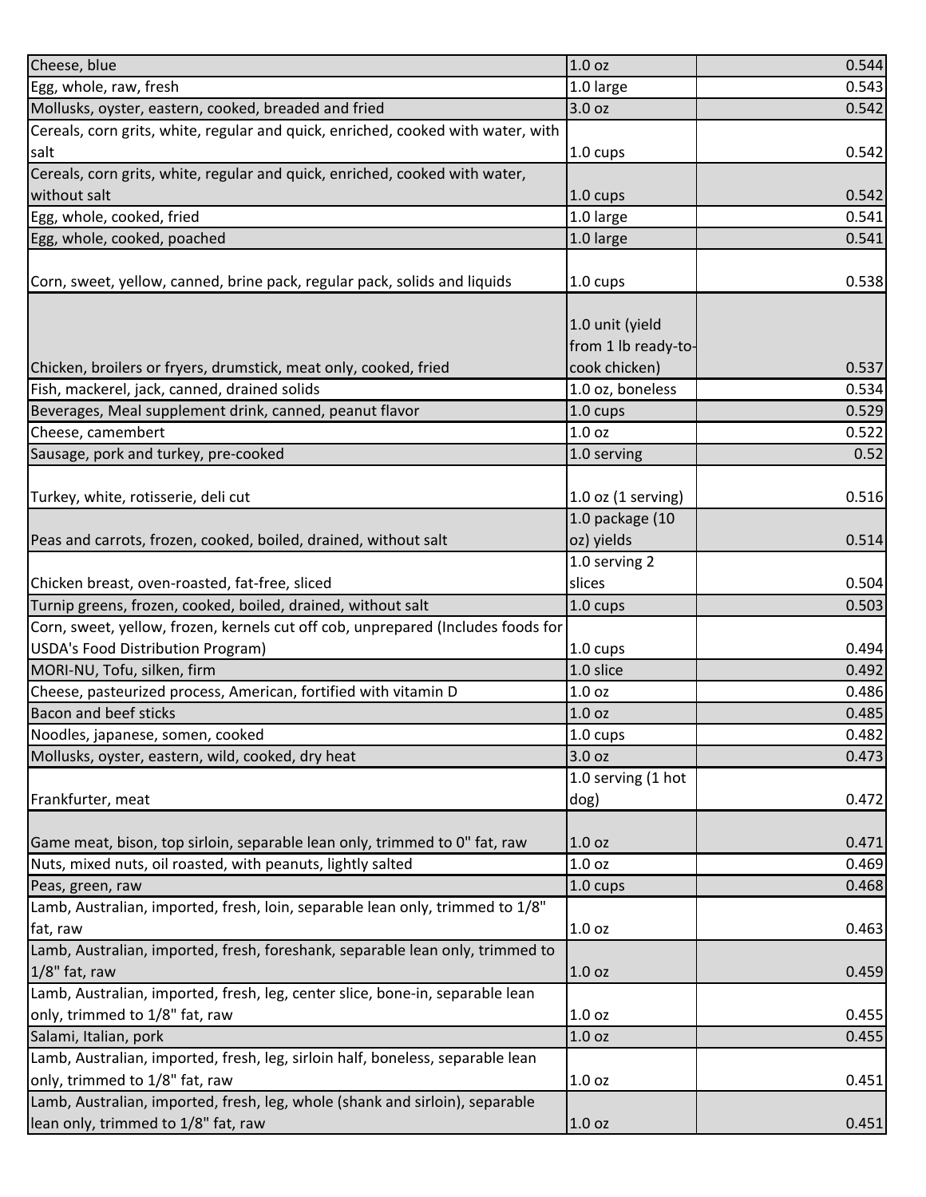| | | |
|---|---|---|
| Cheese, blue | 1.0 oz | 0.544 |
| Egg, whole, raw, fresh | 1.0 large | 0.543 |
| Mollusks, oyster, eastern, cooked, breaded and fried | 3.0 oz | 0.542 |
| Cereals, corn grits, white, regular and quick, enriched, cooked with water, with salt | 1.0 cups | 0.542 |
| Cereals, corn grits, white, regular and quick, enriched, cooked with water, without salt | 1.0 cups | 0.542 |
| Egg, whole, cooked, fried | 1.0 large | 0.541 |
| Egg, whole, cooked, poached | 1.0 large | 0.541 |
| Corn, sweet, yellow, canned, brine pack, regular pack, solids and liquids | 1.0 cups | 0.538 |
| Chicken, broilers or fryers, drumstick, meat only, cooked, fried | 1.0 unit (yield from 1 lb ready-to-cook chicken) | 0.537 |
| Fish, mackerel, jack, canned, drained solids | 1.0 oz, boneless | 0.534 |
| Beverages, Meal supplement drink, canned, peanut flavor | 1.0 cups | 0.529 |
| Cheese, camembert | 1.0 oz | 0.522 |
| Sausage, pork and turkey, pre-cooked | 1.0 serving | 0.52 |
| Turkey, white, rotisserie, deli cut | 1.0 oz (1 serving) | 0.516 |
| Peas and carrots, frozen, cooked, boiled, drained, without salt | 1.0 package (10 oz) yields | 0.514 |
| Chicken breast, oven-roasted, fat-free, sliced | 1.0 serving 2 slices | 0.504 |
| Turnip greens, frozen, cooked, boiled, drained, without salt | 1.0 cups | 0.503 |
| Corn, sweet, yellow, frozen, kernels cut off cob, unprepared (Includes foods for USDA's Food Distribution Program) | 1.0 cups | 0.494 |
| MORI-NU, Tofu, silken, firm | 1.0 slice | 0.492 |
| Cheese, pasteurized process, American, fortified with vitamin D | 1.0 oz | 0.486 |
| Bacon and beef sticks | 1.0 oz | 0.485 |
| Noodles, japanese, somen, cooked | 1.0 cups | 0.482 |
| Mollusks, oyster, eastern, wild, cooked, dry heat | 3.0 oz | 0.473 |
| Frankfurter, meat | 1.0 serving (1 hot dog) | 0.472 |
| Game meat, bison, top sirloin, separable lean only, trimmed to 0" fat, raw | 1.0 oz | 0.471 |
| Nuts, mixed nuts, oil roasted, with peanuts, lightly salted | 1.0 oz | 0.469 |
| Peas, green, raw | 1.0 cups | 0.468 |
| Lamb, Australian, imported, fresh, loin, separable lean only, trimmed to 1/8" fat, raw | 1.0 oz | 0.463 |
| Lamb, Australian, imported, fresh, foreshank, separable lean only, trimmed to 1/8" fat, raw | 1.0 oz | 0.459 |
| Lamb, Australian, imported, fresh, leg, center slice, bone-in, separable lean only, trimmed to 1/8" fat, raw | 1.0 oz | 0.455 |
| Salami, Italian, pork | 1.0 oz | 0.455 |
| Lamb, Australian, imported, fresh, leg, sirloin half, boneless, separable lean only, trimmed to 1/8" fat, raw | 1.0 oz | 0.451 |
| Lamb, Australian, imported, fresh, leg, whole (shank and sirloin), separable lean only, trimmed to 1/8" fat, raw | 1.0 oz | 0.451 |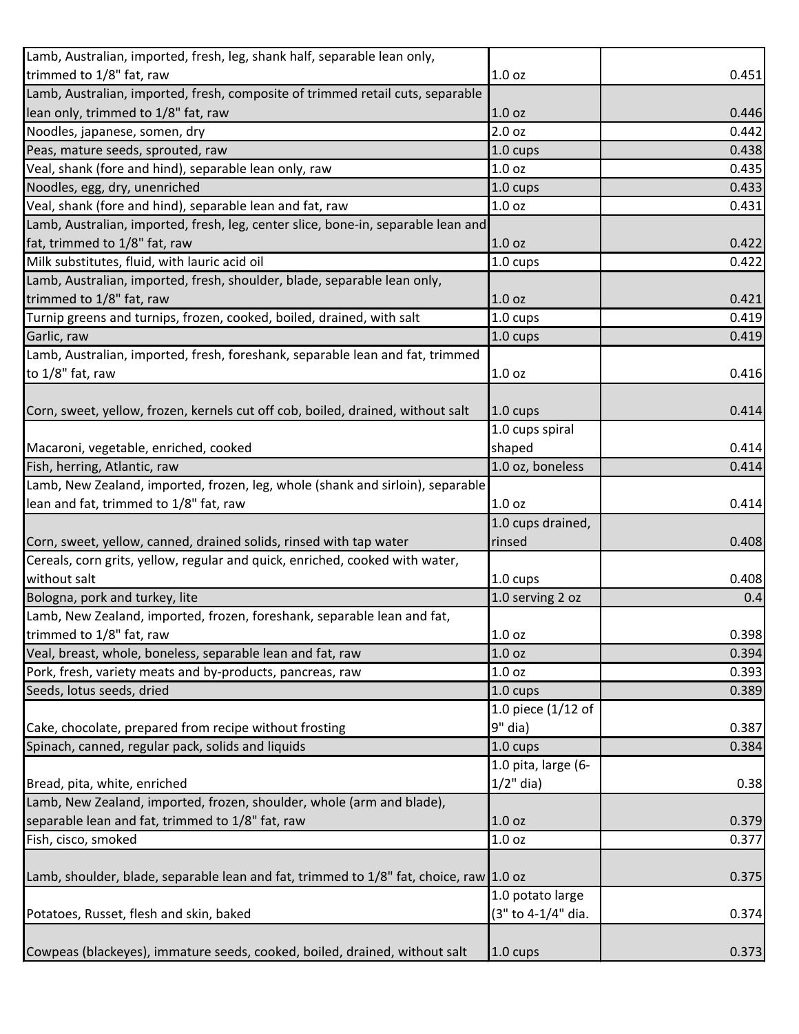| | | |
|---|---|---|
| Lamb, Australian, imported, fresh, leg, shank half, separable lean only, trimmed to 1/8" fat, raw | 1.0 oz | 0.451 |
| Lamb, Australian, imported, fresh, composite of trimmed retail cuts, separable lean only, trimmed to 1/8" fat, raw | 1.0 oz | 0.446 |
| Noodles, japanese, somen, dry | 2.0 oz | 0.442 |
| Peas, mature seeds, sprouted, raw | 1.0 cups | 0.438 |
| Veal, shank (fore and hind), separable lean only, raw | 1.0 oz | 0.435 |
| Noodles, egg, dry, unenriched | 1.0 cups | 0.433 |
| Veal, shank (fore and hind), separable lean and fat, raw | 1.0 oz | 0.431 |
| Lamb, Australian, imported, fresh, leg, center slice, bone-in, separable lean and fat, trimmed to 1/8" fat, raw | 1.0 oz | 0.422 |
| Milk substitutes, fluid, with lauric acid oil | 1.0 cups | 0.422 |
| Lamb, Australian, imported, fresh, shoulder, blade, separable lean only, trimmed to 1/8" fat, raw | 1.0 oz | 0.421 |
| Turnip greens and turnips, frozen, cooked, boiled, drained, with salt | 1.0 cups | 0.419 |
| Garlic, raw | 1.0 cups | 0.419 |
| Lamb, Australian, imported, fresh, foreshank, separable lean and fat, trimmed to 1/8" fat, raw | 1.0 oz | 0.416 |
| Corn, sweet, yellow, frozen, kernels cut off cob, boiled, drained, without salt | 1.0 cups | 0.414 |
| Macaroni, vegetable, enriched, cooked | 1.0 cups spiral shaped | 0.414 |
| Fish, herring, Atlantic, raw | 1.0 oz, boneless | 0.414 |
| Lamb, New Zealand, imported, frozen, leg, whole (shank and sirloin), separable lean and fat, trimmed to 1/8" fat, raw | 1.0 oz | 0.414 |
| Corn, sweet, yellow, canned, drained solids, rinsed with tap water | 1.0 cups drained, rinsed | 0.408 |
| Cereals, corn grits, yellow, regular and quick, enriched, cooked with water, without salt | 1.0 cups | 0.408 |
| Bologna, pork and turkey, lite | 1.0 serving 2 oz | 0.4 |
| Lamb, New Zealand, imported, frozen, foreshank, separable lean and fat, trimmed to 1/8" fat, raw | 1.0 oz | 0.398 |
| Veal, breast, whole, boneless, separable lean and fat, raw | 1.0 oz | 0.394 |
| Pork, fresh, variety meats and by-products, pancreas, raw | 1.0 oz | 0.393 |
| Seeds, lotus seeds, dried | 1.0 cups | 0.389 |
| Cake, chocolate, prepared from recipe without frosting | 1.0 piece (1/12 of 9" dia) | 0.387 |
| Spinach, canned, regular pack, solids and liquids | 1.0 cups | 0.384 |
| Bread, pita, white, enriched | 1.0 pita, large (6-1/2" dia) | 0.38 |
| Lamb, New Zealand, imported, frozen, shoulder, whole (arm and blade), separable lean and fat, trimmed to 1/8" fat, raw | 1.0 oz | 0.379 |
| Fish, cisco, smoked | 1.0 oz | 0.377 |
| Lamb, shoulder, blade, separable lean and fat, trimmed to 1/8" fat, choice, raw | 1.0 oz | 0.375 |
| Potatoes, Russet, flesh and skin, baked | 1.0 potato large (3" to 4-1/4" dia. | 0.374 |
| Cowpeas (blackeyes), immature seeds, cooked, boiled, drained, without salt | 1.0 cups | 0.373 |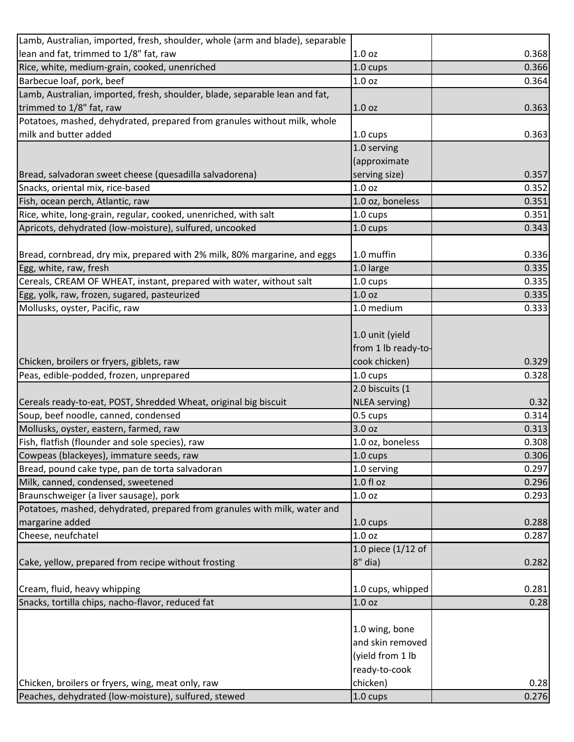| | | |
|---|---|---|
| Lamb, Australian, imported, fresh, shoulder, whole (arm and blade), separable lean and fat, trimmed to 1/8" fat, raw | 1.0 oz | 0.368 |
| Rice, white, medium-grain, cooked, unenriched | 1.0 cups | 0.366 |
| Barbecue loaf, pork, beef | 1.0 oz | 0.364 |
| Lamb, Australian, imported, fresh, shoulder, blade, separable lean and fat, trimmed to 1/8" fat, raw | 1.0 oz | 0.363 |
| Potatoes, mashed, dehydrated, prepared from granules without milk, whole milk and butter added | 1.0 cups | 0.363 |
| Bread, salvadoran sweet cheese (quesadilla salvadorena) | 1.0 serving (approximate serving size) | 0.357 |
| Snacks, oriental mix, rice-based | 1.0 oz | 0.352 |
| Fish, ocean perch, Atlantic, raw | 1.0 oz, boneless | 0.351 |
| Rice, white, long-grain, regular, cooked, unenriched, with salt | 1.0 cups | 0.351 |
| Apricots, dehydrated (low-moisture), sulfured, uncooked | 1.0 cups | 0.343 |
| Bread, cornbread, dry mix, prepared with 2% milk, 80% margarine, and eggs | 1.0 muffin | 0.336 |
| Egg, white, raw, fresh | 1.0 large | 0.335 |
| Cereals, CREAM OF WHEAT, instant, prepared with water, without salt | 1.0 cups | 0.335 |
| Egg, yolk, raw, frozen, sugared, pasteurized | 1.0 oz | 0.335 |
| Mollusks, oyster, Pacific, raw | 1.0 medium | 0.333 |
| Chicken, broilers or fryers, giblets, raw | 1.0 unit (yield from 1 lb ready-to-cook chicken) | 0.329 |
| Peas, edible-podded, frozen, unprepared | 1.0 cups | 0.328 |
| Cereals ready-to-eat, POST, Shredded Wheat, original big biscuit | 2.0 biscuits (1 NLEA serving) | 0.32 |
| Soup, beef noodle, canned, condensed | 0.5 cups | 0.314 |
| Mollusks, oyster, eastern, farmed, raw | 3.0 oz | 0.313 |
| Fish, flatfish (flounder and sole species), raw | 1.0 oz, boneless | 0.308 |
| Cowpeas (blackeyes), immature seeds, raw | 1.0 cups | 0.306 |
| Bread, pound cake type, pan de torta salvadoran | 1.0 serving | 0.297 |
| Milk, canned, condensed, sweetened | 1.0 fl oz | 0.296 |
| Braunschweiger (a liver sausage), pork | 1.0 oz | 0.293 |
| Potatoes, mashed, dehydrated, prepared from granules with milk, water and margarine added | 1.0 cups | 0.288 |
| Cheese, neufchatel | 1.0 oz | 0.287 |
| Cake, yellow, prepared from recipe without frosting | 1.0 piece (1/12 of 8" dia) | 0.282 |
| Cream, fluid, heavy whipping | 1.0 cups, whipped | 0.281 |
| Snacks, tortilla chips, nacho-flavor, reduced fat | 1.0 oz | 0.28 |
| Chicken, broilers or fryers, wing, meat only, raw | 1.0 wing, bone and skin removed (yield from 1 lb ready-to-cook chicken) | 0.28 |
| Peaches, dehydrated (low-moisture), sulfured, stewed | 1.0 cups | 0.276 |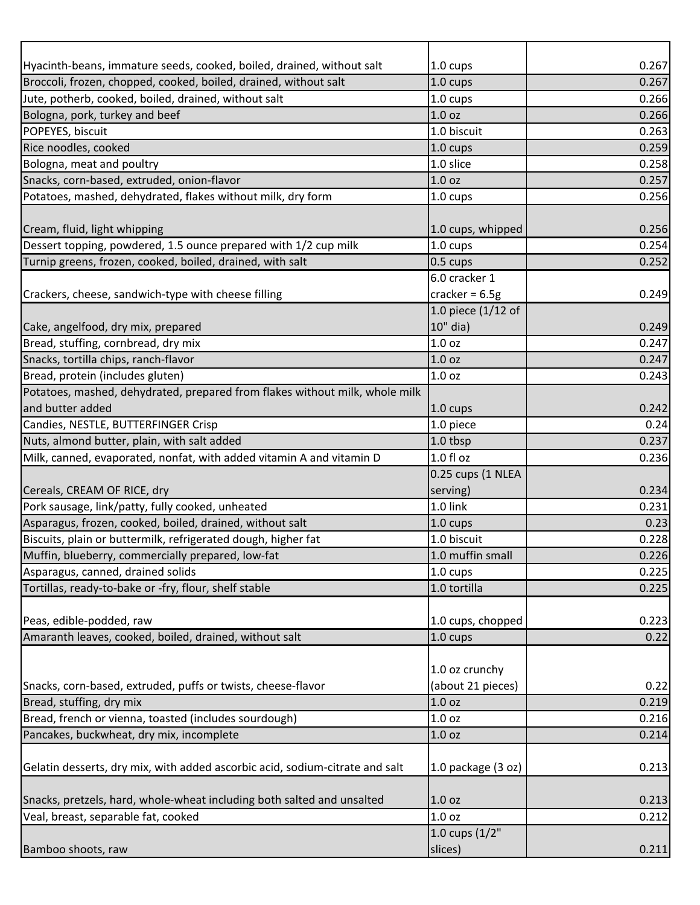| | | |
|---|---|---|
| Hyacinth-beans, immature seeds, cooked, boiled, drained, without salt | 1.0 cups | 0.267 |
| Broccoli, frozen, chopped, cooked, boiled, drained, without salt | 1.0 cups | 0.267 |
| Jute, potherb, cooked, boiled, drained, without salt | 1.0 cups | 0.266 |
| Bologna, pork, turkey and beef | 1.0 oz | 0.266 |
| POPEYES, biscuit | 1.0 biscuit | 0.263 |
| Rice noodles, cooked | 1.0 cups | 0.259 |
| Bologna, meat and poultry | 1.0 slice | 0.258 |
| Snacks, corn-based, extruded, onion-flavor | 1.0 oz | 0.257 |
| Potatoes, mashed, dehydrated, flakes without milk, dry form | 1.0 cups | 0.256 |
| Cream, fluid, light whipping | 1.0 cups, whipped | 0.256 |
| Dessert topping, powdered, 1.5 ounce prepared with 1/2 cup milk | 1.0 cups | 0.254 |
| Turnip greens, frozen, cooked, boiled, drained, with salt | 0.5 cups | 0.252 |
| Crackers, cheese, sandwich-type with cheese filling | 6.0 cracker 1 cracker = 6.5g | 0.249 |
| Cake, angelfood, dry mix, prepared | 1.0 piece (1/12 of 10" dia) | 0.249 |
| Bread, stuffing, cornbread, dry mix | 1.0 oz | 0.247 |
| Snacks, tortilla chips, ranch-flavor | 1.0 oz | 0.247 |
| Bread, protein (includes gluten) | 1.0 oz | 0.243 |
| Potatoes, mashed, dehydrated, prepared from flakes without milk, whole milk and butter added | 1.0 cups | 0.242 |
| Candies, NESTLE, BUTTERFINGER Crisp | 1.0 piece | 0.24 |
| Nuts, almond butter, plain, with salt added | 1.0 tbsp | 0.237 |
| Milk, canned, evaporated, nonfat, with added vitamin A and vitamin D | 1.0 fl oz | 0.236 |
| Cereals, CREAM OF RICE, dry | 0.25 cups (1 NLEA serving) | 0.234 |
| Pork sausage, link/patty, fully cooked, unheated | 1.0 link | 0.231 |
| Asparagus, frozen, cooked, boiled, drained, without salt | 1.0 cups | 0.23 |
| Biscuits, plain or buttermilk, refrigerated dough, higher fat | 1.0 biscuit | 0.228 |
| Muffin, blueberry, commercially prepared, low-fat | 1.0 muffin small | 0.226 |
| Asparagus, canned, drained solids | 1.0 cups | 0.225 |
| Tortillas, ready-to-bake or -fry, flour, shelf stable | 1.0 tortilla | 0.225 |
| Peas, edible-podded, raw | 1.0 cups, chopped | 0.223 |
| Amaranth leaves, cooked, boiled, drained, without salt | 1.0 cups | 0.22 |
| Snacks, corn-based, extruded, puffs or twists, cheese-flavor | 1.0 oz crunchy (about 21 pieces) | 0.22 |
| Bread, stuffing, dry mix | 1.0 oz | 0.219 |
| Bread, french or vienna, toasted (includes sourdough) | 1.0 oz | 0.216 |
| Pancakes, buckwheat, dry mix, incomplete | 1.0 oz | 0.214 |
| Gelatin desserts, dry mix, with added ascorbic acid, sodium-citrate and salt | 1.0 package (3 oz) | 0.213 |
| Snacks, pretzels, hard, whole-wheat including both salted and unsalted | 1.0 oz | 0.213 |
| Veal, breast, separable fat, cooked | 1.0 oz | 0.212 |
| Bamboo shoots, raw | 1.0 cups (1/2" slices) | 0.211 |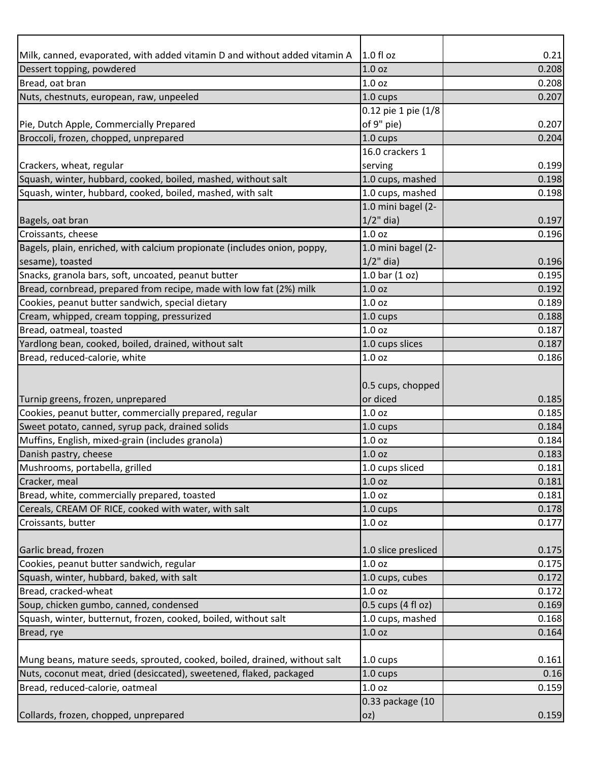| | | |
|---|---|---|
| Milk, canned, evaporated, with added vitamin D and without added vitamin A | 1.0 fl oz | 0.21 |
| Dessert topping, powdered | 1.0 oz | 0.208 |
| Bread, oat bran | 1.0 oz | 0.208 |
| Nuts, chestnuts, european, raw, unpeeled | 1.0 cups | 0.207 |
| Pie, Dutch Apple, Commercially Prepared | 0.12 pie 1 pie (1/8 of 9" pie) | 0.207 |
| Broccoli, frozen, chopped, unprepared | 1.0 cups | 0.204 |
| Crackers, wheat, regular | 16.0 crackers 1 serving | 0.199 |
| Squash, winter, hubbard, cooked, boiled, mashed, without salt | 1.0 cups, mashed | 0.198 |
| Squash, winter, hubbard, cooked, boiled, mashed, with salt | 1.0 cups, mashed | 0.198 |
| Bagels, oat bran | 1.0 mini bagel (2-1/2" dia) | 0.197 |
| Croissants, cheese | 1.0 oz | 0.196 |
| Bagels, plain, enriched, with calcium propionate (includes onion, poppy, sesame), toasted | 1.0 mini bagel (2-1/2" dia) | 0.196 |
| Snacks, granola bars, soft, uncoated, peanut butter | 1.0 bar (1 oz) | 0.195 |
| Bread, cornbread, prepared from recipe, made with low fat (2%) milk | 1.0 oz | 0.192 |
| Cookies, peanut butter sandwich, special dietary | 1.0 oz | 0.189 |
| Cream, whipped, cream topping, pressurized | 1.0 cups | 0.188 |
| Bread, oatmeal, toasted | 1.0 oz | 0.187 |
| Yardlong bean, cooked, boiled, drained, without salt | 1.0 cups slices | 0.187 |
| Bread, reduced-calorie, white | 1.0 oz | 0.186 |
| Turnip greens, frozen, unprepared | 0.5 cups, chopped or diced | 0.185 |
| Cookies, peanut butter, commercially prepared, regular | 1.0 oz | 0.185 |
| Sweet potato, canned, syrup pack, drained solids | 1.0 cups | 0.184 |
| Muffins, English, mixed-grain (includes granola) | 1.0 oz | 0.184 |
| Danish pastry, cheese | 1.0 oz | 0.183 |
| Mushrooms, portabella, grilled | 1.0 cups sliced | 0.181 |
| Cracker, meal | 1.0 oz | 0.181 |
| Bread, white, commercially prepared, toasted | 1.0 oz | 0.181 |
| Cereals, CREAM OF RICE, cooked with water, with salt | 1.0 cups | 0.178 |
| Croissants, butter | 1.0 oz | 0.177 |
| Garlic bread, frozen | 1.0 slice presliced | 0.175 |
| Cookies, peanut butter sandwich, regular | 1.0 oz | 0.175 |
| Squash, winter, hubbard, baked, with salt | 1.0 cups, cubes | 0.172 |
| Bread, cracked-wheat | 1.0 oz | 0.172 |
| Soup, chicken gumbo, canned, condensed | 0.5 cups (4 fl oz) | 0.169 |
| Squash, winter, butternut, frozen, cooked, boiled, without salt | 1.0 cups, mashed | 0.168 |
| Bread, rye | 1.0 oz | 0.164 |
| Mung beans, mature seeds, sprouted, cooked, boiled, drained, without salt | 1.0 cups | 0.161 |
| Nuts, coconut meat, dried (desiccated), sweetened, flaked, packaged | 1.0 cups | 0.16 |
| Bread, reduced-calorie, oatmeal | 1.0 oz | 0.159 |
| Collards, frozen, chopped, unprepared | 0.33 package (10 oz) | 0.159 |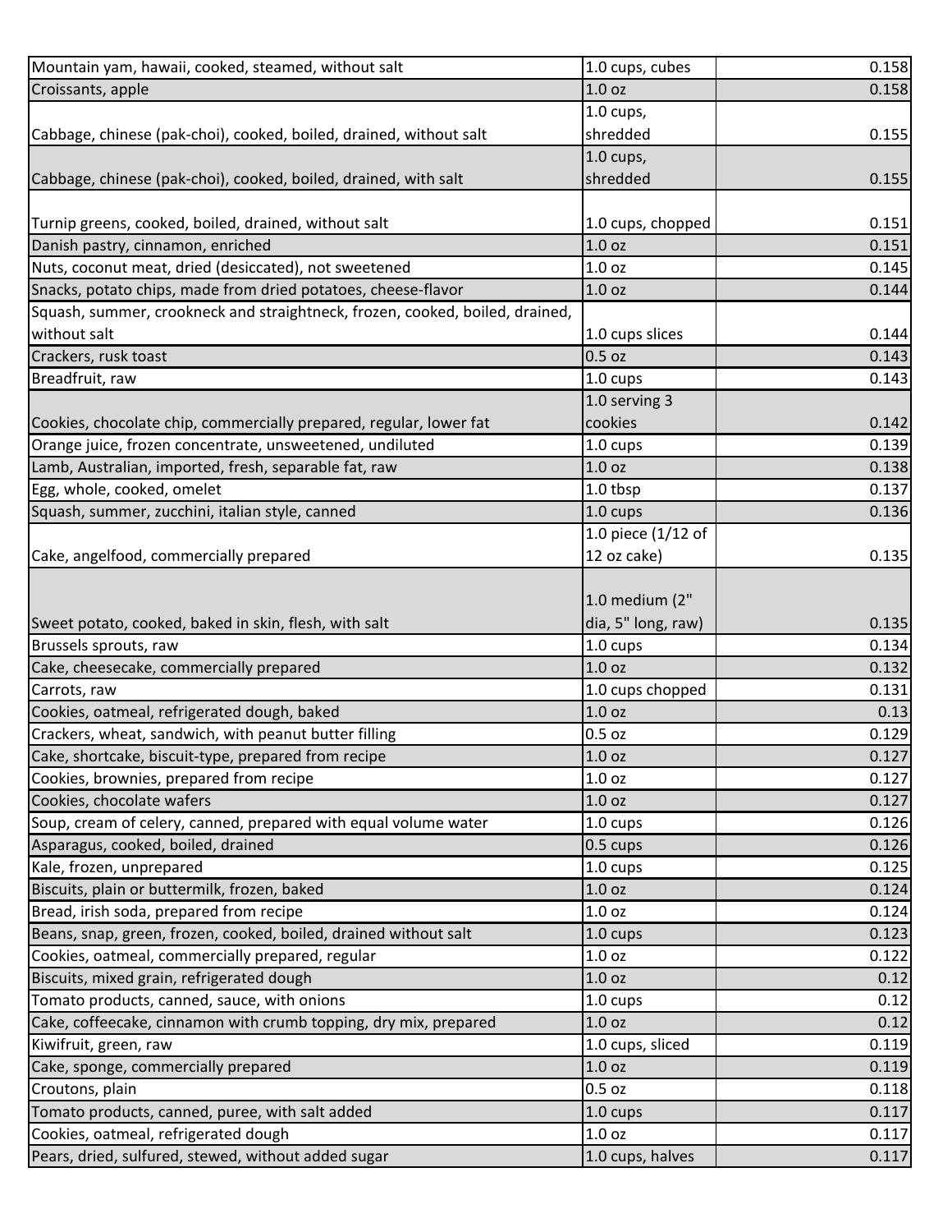| | | |
|---|---|---|
| Mountain yam, hawaii, cooked, steamed, without salt | 1.0 cups, cubes | 0.158 |
| Croissants, apple | 1.0 oz | 0.158 |
| Cabbage, chinese (pak-choi), cooked, boiled, drained, without salt | 1.0 cups, shredded | 0.155 |
| Cabbage, chinese (pak-choi), cooked, boiled, drained, with salt | 1.0 cups, shredded | 0.155 |
| Turnip greens, cooked, boiled, drained, without salt | 1.0 cups, chopped | 0.151 |
| Danish pastry, cinnamon, enriched | 1.0 oz | 0.151 |
| Nuts, coconut meat, dried (desiccated), not sweetened | 1.0 oz | 0.145 |
| Snacks, potato chips, made from dried potatoes, cheese-flavor | 1.0 oz | 0.144 |
| Squash, summer, crookneck and straightneck, frozen, cooked, boiled, drained, without salt | 1.0 cups slices | 0.144 |
| Crackers, rusk toast | 0.5 oz | 0.143 |
| Breadfruit, raw | 1.0 cups | 0.143 |
| Cookies, chocolate chip, commercially prepared, regular, lower fat | 1.0 serving 3 cookies | 0.142 |
| Orange juice, frozen concentrate, unsweetened, undiluted | 1.0 cups | 0.139 |
| Lamb, Australian, imported, fresh, separable fat, raw | 1.0 oz | 0.138 |
| Egg, whole, cooked, omelet | 1.0 tbsp | 0.137 |
| Squash, summer, zucchini, italian style, canned | 1.0 cups | 0.136 |
| Cake, angelfood, commercially prepared | 1.0 piece (1/12 of 12 oz cake) | 0.135 |
| Sweet potato, cooked, baked in skin, flesh, with salt | 1.0 medium (2" dia, 5" long, raw) | 0.135 |
| Brussels sprouts, raw | 1.0 cups | 0.134 |
| Cake, cheesecake, commercially prepared | 1.0 oz | 0.132 |
| Carrots, raw | 1.0 cups chopped | 0.131 |
| Cookies, oatmeal, refrigerated dough, baked | 1.0 oz | 0.13 |
| Crackers, wheat, sandwich, with peanut butter filling | 0.5 oz | 0.129 |
| Cake, shortcake, biscuit-type, prepared from recipe | 1.0 oz | 0.127 |
| Cookies, brownies, prepared from recipe | 1.0 oz | 0.127 |
| Cookies, chocolate wafers | 1.0 oz | 0.127 |
| Soup, cream of celery, canned, prepared with equal volume water | 1.0 cups | 0.126 |
| Asparagus, cooked, boiled, drained | 0.5 cups | 0.126 |
| Kale, frozen, unprepared | 1.0 cups | 0.125 |
| Biscuits, plain or buttermilk, frozen, baked | 1.0 oz | 0.124 |
| Bread, irish soda, prepared from recipe | 1.0 oz | 0.124 |
| Beans, snap, green, frozen, cooked, boiled, drained without salt | 1.0 cups | 0.123 |
| Cookies, oatmeal, commercially prepared, regular | 1.0 oz | 0.122 |
| Biscuits, mixed grain, refrigerated dough | 1.0 oz | 0.12 |
| Tomato products, canned, sauce, with onions | 1.0 cups | 0.12 |
| Cake, coffeecake, cinnamon with crumb topping, dry mix, prepared | 1.0 oz | 0.12 |
| Kiwifruit, green, raw | 1.0 cups, sliced | 0.119 |
| Cake, sponge, commercially prepared | 1.0 oz | 0.119 |
| Croutons, plain | 0.5 oz | 0.118 |
| Tomato products, canned, puree, with salt added | 1.0 cups | 0.117 |
| Cookies, oatmeal, refrigerated dough | 1.0 oz | 0.117 |
| Pears, dried, sulfured, stewed, without added sugar | 1.0 cups, halves | 0.117 |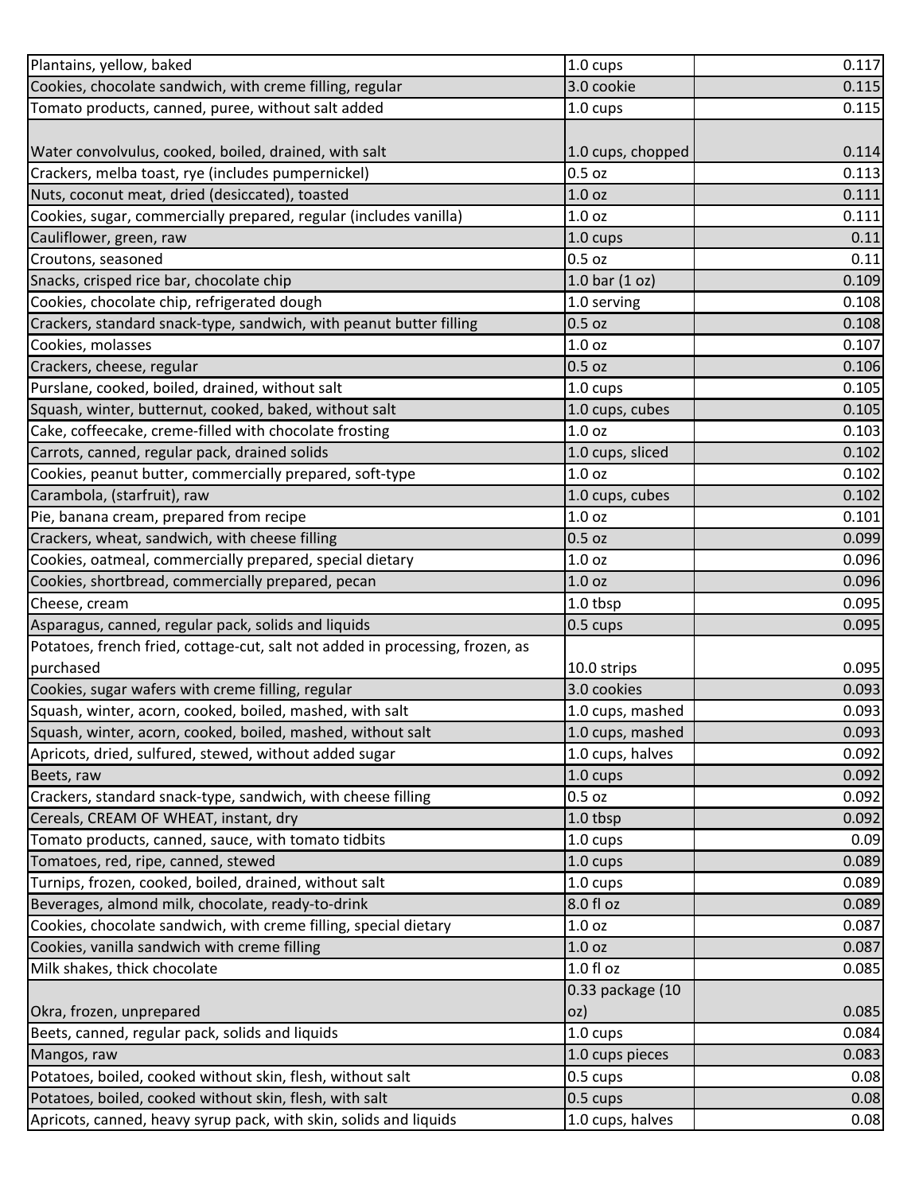| | | |
|---|---|---|
| Plantains, yellow, baked | 1.0 cups | 0.117 |
| Cookies, chocolate sandwich, with creme filling, regular | 3.0 cookie | 0.115 |
| Tomato products, canned, puree, without salt added | 1.0 cups | 0.115 |
| Water convolvulus, cooked, boiled, drained, with salt | 1.0 cups, chopped | 0.114 |
| Crackers, melba toast, rye (includes pumpernickel) | 0.5 oz | 0.113 |
| Nuts, coconut meat, dried (desiccated), toasted | 1.0 oz | 0.111 |
| Cookies, sugar, commercially prepared, regular (includes vanilla) | 1.0 oz | 0.111 |
| Cauliflower, green, raw | 1.0 cups | 0.11 |
| Croutons, seasoned | 0.5 oz | 0.11 |
| Snacks, crisped rice bar, chocolate chip | 1.0 bar (1 oz) | 0.109 |
| Cookies, chocolate chip, refrigerated dough | 1.0 serving | 0.108 |
| Crackers, standard snack-type, sandwich, with peanut butter filling | 0.5 oz | 0.108 |
| Cookies, molasses | 1.0 oz | 0.107 |
| Crackers, cheese, regular | 0.5 oz | 0.106 |
| Purslane, cooked, boiled, drained, without salt | 1.0 cups | 0.105 |
| Squash, winter, butternut, cooked, baked, without salt | 1.0 cups, cubes | 0.105 |
| Cake, coffeecake, creme-filled with chocolate frosting | 1.0 oz | 0.103 |
| Carrots, canned, regular pack, drained solids | 1.0 cups, sliced | 0.102 |
| Cookies, peanut butter, commercially prepared, soft-type | 1.0 oz | 0.102 |
| Carambola, (starfruit), raw | 1.0 cups, cubes | 0.102 |
| Pie, banana cream, prepared from recipe | 1.0 oz | 0.101 |
| Crackers, wheat, sandwich, with cheese filling | 0.5 oz | 0.099 |
| Cookies, oatmeal, commercially prepared, special dietary | 1.0 oz | 0.096 |
| Cookies, shortbread, commercially prepared, pecan | 1.0 oz | 0.096 |
| Cheese, cream | 1.0 tbsp | 0.095 |
| Asparagus, canned, regular pack, solids and liquids | 0.5 cups | 0.095 |
| Potatoes, french fried, cottage-cut, salt not added in processing, frozen, as purchased | 10.0 strips | 0.095 |
| Cookies, sugar wafers with creme filling, regular | 3.0 cookies | 0.093 |
| Squash, winter, acorn, cooked, boiled, mashed, with salt | 1.0 cups, mashed | 0.093 |
| Squash, winter, acorn, cooked, boiled, mashed, without salt | 1.0 cups, mashed | 0.093 |
| Apricots, dried, sulfured, stewed, without added sugar | 1.0 cups, halves | 0.092 |
| Beets, raw | 1.0 cups | 0.092 |
| Crackers, standard snack-type, sandwich, with cheese filling | 0.5 oz | 0.092 |
| Cereals, CREAM OF WHEAT, instant, dry | 1.0 tbsp | 0.092 |
| Tomato products, canned, sauce, with tomato tidbits | 1.0 cups | 0.09 |
| Tomatoes, red, ripe, canned, stewed | 1.0 cups | 0.089 |
| Turnips, frozen, cooked, boiled, drained, without salt | 1.0 cups | 0.089 |
| Beverages, almond milk, chocolate, ready-to-drink | 8.0 fl oz | 0.089 |
| Cookies, chocolate sandwich, with creme filling, special dietary | 1.0 oz | 0.087 |
| Cookies, vanilla sandwich with creme filling | 1.0 oz | 0.087 |
| Milk shakes, thick chocolate | 1.0 fl oz | 0.085 |
| Okra, frozen, unprepared | 0.33 package (10 oz) | 0.085 |
| Beets, canned, regular pack, solids and liquids | 1.0 cups | 0.084 |
| Mangos, raw | 1.0 cups pieces | 0.083 |
| Potatoes, boiled, cooked without skin, flesh, without salt | 0.5 cups | 0.08 |
| Potatoes, boiled, cooked without skin, flesh, with salt | 0.5 cups | 0.08 |
| Apricots, canned, heavy syrup pack, with skin, solids and liquids | 1.0 cups, halves | 0.08 |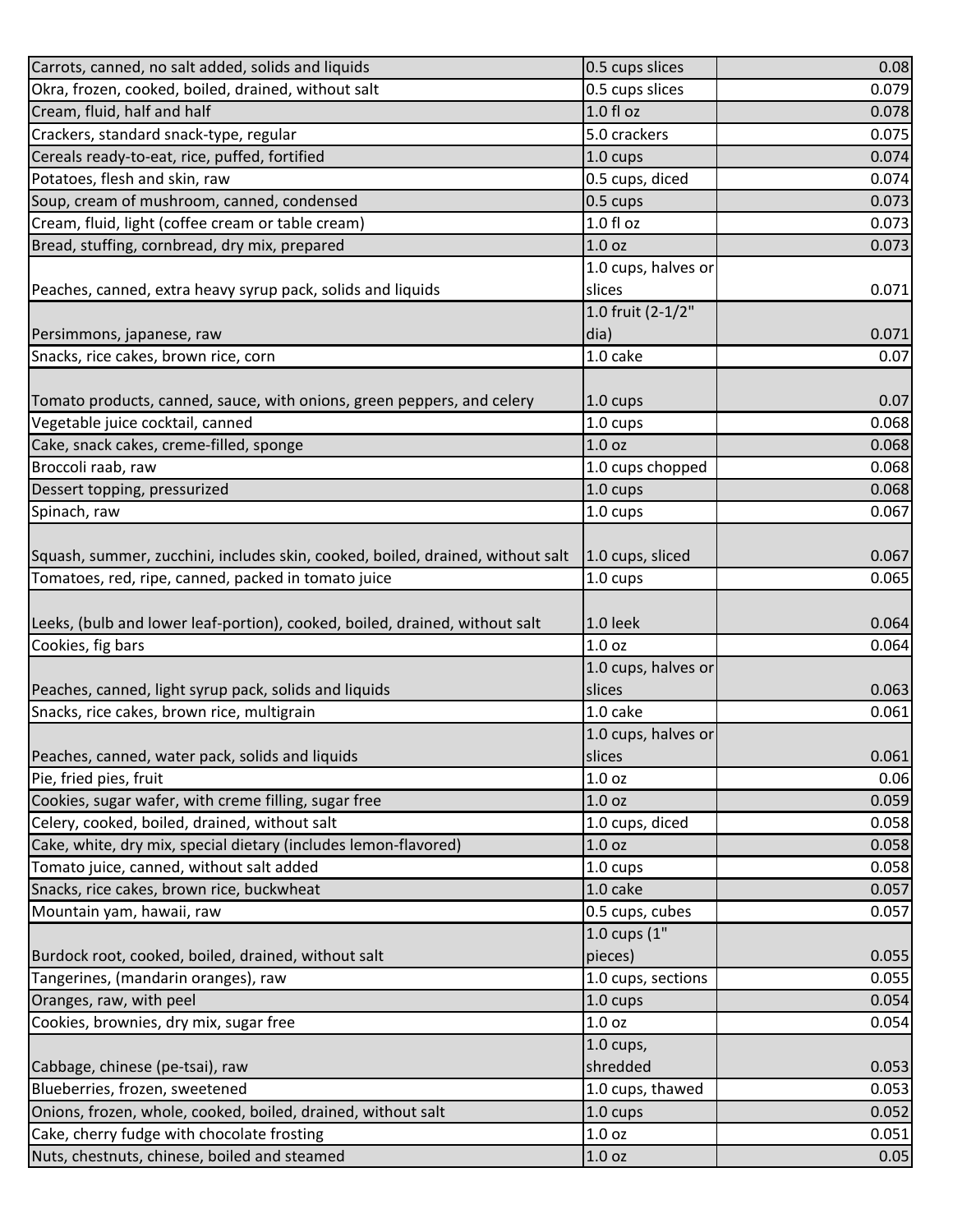| | | |
|---|---|---|
| Carrots, canned, no salt added, solids and liquids | 0.5 cups slices | 0.08 |
| Okra, frozen, cooked, boiled, drained, without salt | 0.5 cups slices | 0.079 |
| Cream, fluid, half and half | 1.0 fl oz | 0.078 |
| Crackers, standard snack-type, regular | 5.0 crackers | 0.075 |
| Cereals ready-to-eat, rice, puffed, fortified | 1.0 cups | 0.074 |
| Potatoes, flesh and skin, raw | 0.5 cups, diced | 0.074 |
| Soup, cream of mushroom, canned, condensed | 0.5 cups | 0.073 |
| Cream, fluid, light (coffee cream or table cream) | 1.0 fl oz | 0.073 |
| Bread, stuffing, cornbread, dry mix, prepared | 1.0 oz | 0.073 |
| Peaches, canned, extra heavy syrup pack, solids and liquids | 1.0 cups, halves or slices | 0.071 |
| Persimmons, japanese, raw | 1.0 fruit (2-1/2" dia) | 0.071 |
| Snacks, rice cakes, brown rice, corn | 1.0 cake | 0.07 |
| Tomato products, canned, sauce, with onions, green peppers, and celery | 1.0 cups | 0.07 |
| Vegetable juice cocktail, canned | 1.0 cups | 0.068 |
| Cake, snack cakes, creme-filled, sponge | 1.0 oz | 0.068 |
| Broccoli raab, raw | 1.0 cups chopped | 0.068 |
| Dessert topping, pressurized | 1.0 cups | 0.068 |
| Spinach, raw | 1.0 cups | 0.067 |
| Squash, summer, zucchini, includes skin, cooked, boiled, drained, without salt | 1.0 cups, sliced | 0.067 |
| Tomatoes, red, ripe, canned, packed in tomato juice | 1.0 cups | 0.065 |
| Leeks, (bulb and lower leaf-portion), cooked, boiled, drained, without salt | 1.0 leek | 0.064 |
| Cookies, fig bars | 1.0 oz | 0.064 |
| Peaches, canned, light syrup pack, solids and liquids | 1.0 cups, halves or slices | 0.063 |
| Snacks, rice cakes, brown rice, multigrain | 1.0 cake | 0.061 |
| Peaches, canned, water pack, solids and liquids | 1.0 cups, halves or slices | 0.061 |
| Pie, fried pies, fruit | 1.0 oz | 0.06 |
| Cookies, sugar wafer, with creme filling, sugar free | 1.0 oz | 0.059 |
| Celery, cooked, boiled, drained, without salt | 1.0 cups, diced | 0.058 |
| Cake, white, dry mix, special dietary (includes lemon-flavored) | 1.0 oz | 0.058 |
| Tomato juice, canned, without salt added | 1.0 cups | 0.058 |
| Snacks, rice cakes, brown rice, buckwheat | 1.0 cake | 0.057 |
| Mountain yam, hawaii, raw | 0.5 cups, cubes | 0.057 |
| Burdock root, cooked, boiled, drained, without salt | 1.0 cups (1" pieces) | 0.055 |
| Tangerines, (mandarin oranges), raw | 1.0 cups, sections | 0.055 |
| Oranges, raw, with peel | 1.0 cups | 0.054 |
| Cookies, brownies, dry mix, sugar free | 1.0 oz | 0.054 |
| Cabbage, chinese (pe-tsai), raw | 1.0 cups, shredded | 0.053 |
| Blueberries, frozen, sweetened | 1.0 cups, thawed | 0.053 |
| Onions, frozen, whole, cooked, boiled, drained, without salt | 1.0 cups | 0.052 |
| Cake, cherry fudge with chocolate frosting | 1.0 oz | 0.051 |
| Nuts, chestnuts, chinese, boiled and steamed | 1.0 oz | 0.05 |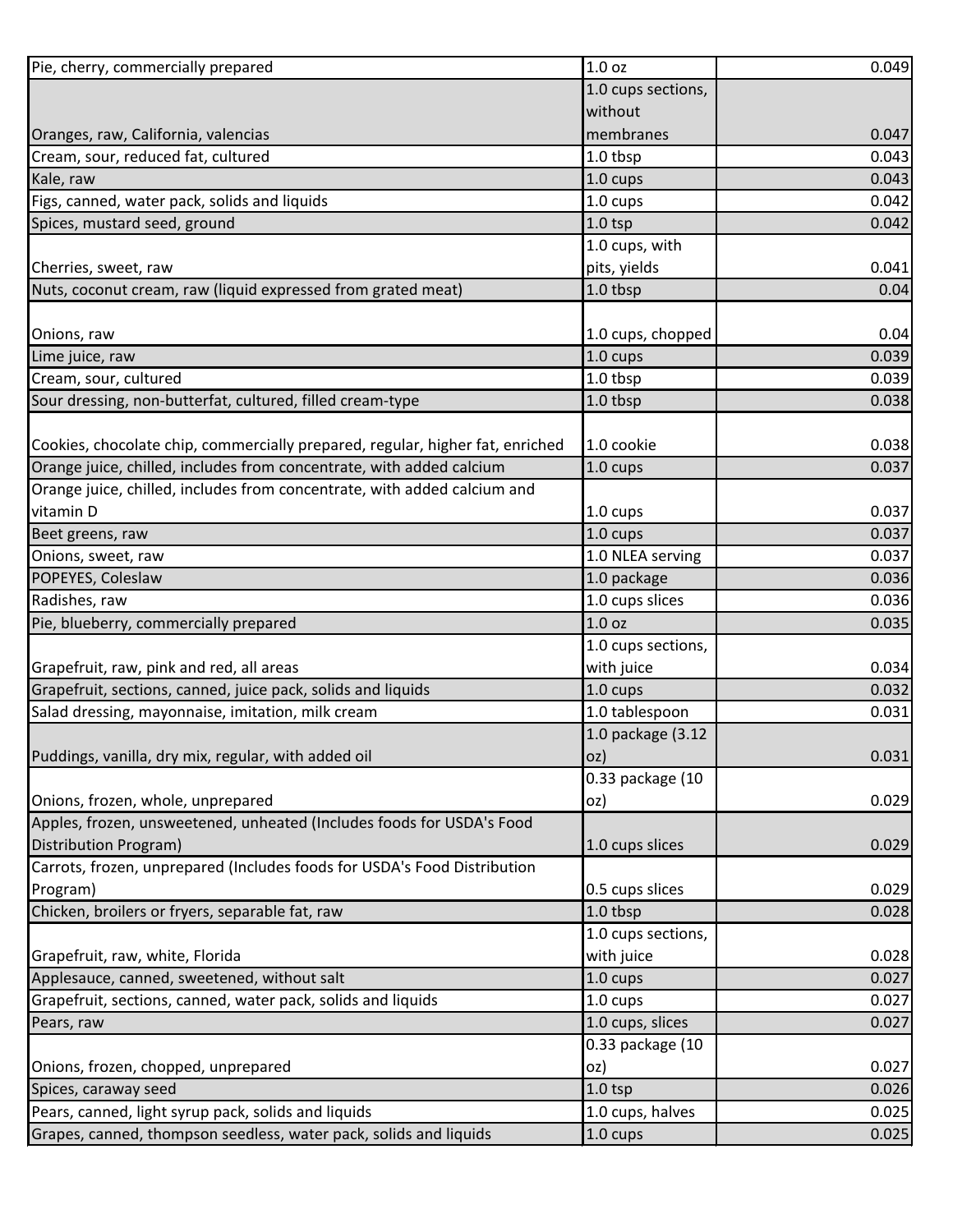| | | |
|---|---|---|
| Pie, cherry, commercially prepared | 1.0 oz | 0.049 |
| Oranges, raw, California, valencias | 1.0 cups sections, without membranes | 0.047 |
| Cream, sour, reduced fat, cultured | 1.0 tbsp | 0.043 |
| Kale, raw | 1.0 cups | 0.043 |
| Figs, canned, water pack, solids and liquids | 1.0 cups | 0.042 |
| Spices, mustard seed, ground | 1.0 tsp | 0.042 |
| Cherries, sweet, raw | 1.0 cups, with pits, yields | 0.041 |
| Nuts, coconut cream, raw (liquid expressed from grated meat) | 1.0 tbsp | 0.04 |
| Onions, raw | 1.0 cups, chopped | 0.04 |
| Lime juice, raw | 1.0 cups | 0.039 |
| Cream, sour, cultured | 1.0 tbsp | 0.039 |
| Sour dressing, non-butterfat, cultured, filled cream-type | 1.0 tbsp | 0.038 |
| Cookies, chocolate chip, commercially prepared, regular, higher fat, enriched | 1.0 cookie | 0.038 |
| Orange juice, chilled, includes from concentrate, with added calcium | 1.0 cups | 0.037 |
| Orange juice, chilled, includes from concentrate, with added calcium and vitamin D | 1.0 cups | 0.037 |
| Beet greens, raw | 1.0 cups | 0.037 |
| Onions, sweet, raw | 1.0 NLEA serving | 0.037 |
| POPEYES, Coleslaw | 1.0 package | 0.036 |
| Radishes, raw | 1.0 cups slices | 0.036 |
| Pie, blueberry, commercially prepared | 1.0 oz | 0.035 |
| Grapefruit, raw, pink and red, all areas | 1.0 cups sections, with juice | 0.034 |
| Grapefruit, sections, canned, juice pack, solids and liquids | 1.0 cups | 0.032 |
| Salad dressing, mayonnaise, imitation, milk cream | 1.0 tablespoon | 0.031 |
| Puddings, vanilla, dry mix, regular, with added oil | 1.0 package (3.12 oz) | 0.031 |
| Onions, frozen, whole, unprepared | 0.33 package (10 oz) | 0.029 |
| Apples, frozen, unsweetened, unheated (Includes foods for USDA's Food Distribution Program) | 1.0 cups slices | 0.029 |
| Carrots, frozen, unprepared (Includes foods for USDA's Food Distribution Program) | 0.5 cups slices | 0.029 |
| Chicken, broilers or fryers, separable fat, raw | 1.0 tbsp | 0.028 |
| Grapefruit, raw, white, Florida | 1.0 cups sections, with juice | 0.028 |
| Applesauce, canned, sweetened, without salt | 1.0 cups | 0.027 |
| Grapefruit, sections, canned, water pack, solids and liquids | 1.0 cups | 0.027 |
| Pears, raw | 1.0 cups, slices | 0.027 |
| Onions, frozen, chopped, unprepared | 0.33 package (10 oz) | 0.027 |
| Spices, caraway seed | 1.0 tsp | 0.026 |
| Pears, canned, light syrup pack, solids and liquids | 1.0 cups, halves | 0.025 |
| Grapes, canned, thompson seedless, water pack, solids and liquids | 1.0 cups | 0.025 |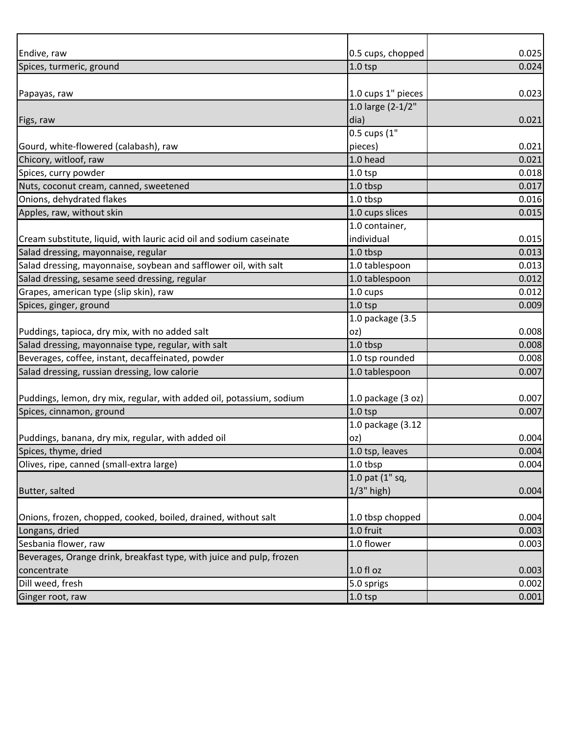| | | |
|---|---|---|
| Endive, raw | 0.5 cups, chopped | 0.025 |
| Spices, turmeric, ground | 1.0 tsp | 0.024 |
| Papayas, raw | 1.0 cups 1" pieces | 0.023 |
| Figs, raw | 1.0 large (2-1/2" dia) | 0.021 |
| Gourd, white-flowered (calabash), raw | 0.5 cups (1" pieces) | 0.021 |
| Chicory, witloof, raw | 1.0 head | 0.021 |
| Spices, curry powder | 1.0 tsp | 0.018 |
| Nuts, coconut cream, canned, sweetened | 1.0 tbsp | 0.017 |
| Onions, dehydrated flakes | 1.0 tbsp | 0.016 |
| Apples, raw, without skin | 1.0 cups slices | 0.015 |
| Cream substitute, liquid, with lauric acid oil and sodium caseinate | 1.0 container, individual | 0.015 |
| Salad dressing, mayonnaise, regular | 1.0 tbsp | 0.013 |
| Salad dressing, mayonnaise, soybean and safflower oil, with salt | 1.0 tablespoon | 0.013 |
| Salad dressing, sesame seed dressing, regular | 1.0 tablespoon | 0.012 |
| Grapes, american type (slip skin), raw | 1.0 cups | 0.012 |
| Spices, ginger, ground | 1.0 tsp | 0.009 |
| Puddings, tapioca, dry mix, with no added salt | 1.0 package (3.5 oz) | 0.008 |
| Salad dressing, mayonnaise type, regular, with salt | 1.0 tbsp | 0.008 |
| Beverages, coffee, instant, decaffeinated, powder | 1.0 tsp rounded | 0.008 |
| Salad dressing, russian dressing, low calorie | 1.0 tablespoon | 0.007 |
| Puddings, lemon, dry mix, regular, with added oil, potassium, sodium | 1.0 package (3 oz) | 0.007 |
| Spices, cinnamon, ground | 1.0 tsp | 0.007 |
| Puddings, banana, dry mix, regular, with added oil | 1.0 package (3.12 oz) | 0.004 |
| Spices, thyme, dried | 1.0 tsp, leaves | 0.004 |
| Olives, ripe, canned (small-extra large) | 1.0 tbsp | 0.004 |
| Butter, salted | 1.0 pat (1" sq, 1/3" high) | 0.004 |
| Onions, frozen, chopped, cooked, boiled, drained, without salt | 1.0 tbsp chopped | 0.004 |
| Longans, dried | 1.0 fruit | 0.003 |
| Sesbania flower, raw | 1.0 flower | 0.003 |
| Beverages, Orange drink, breakfast type, with juice and pulp, frozen concentrate | 1.0 fl oz | 0.003 |
| Dill weed, fresh | 5.0 sprigs | 0.002 |
| Ginger root, raw | 1.0 tsp | 0.001 |